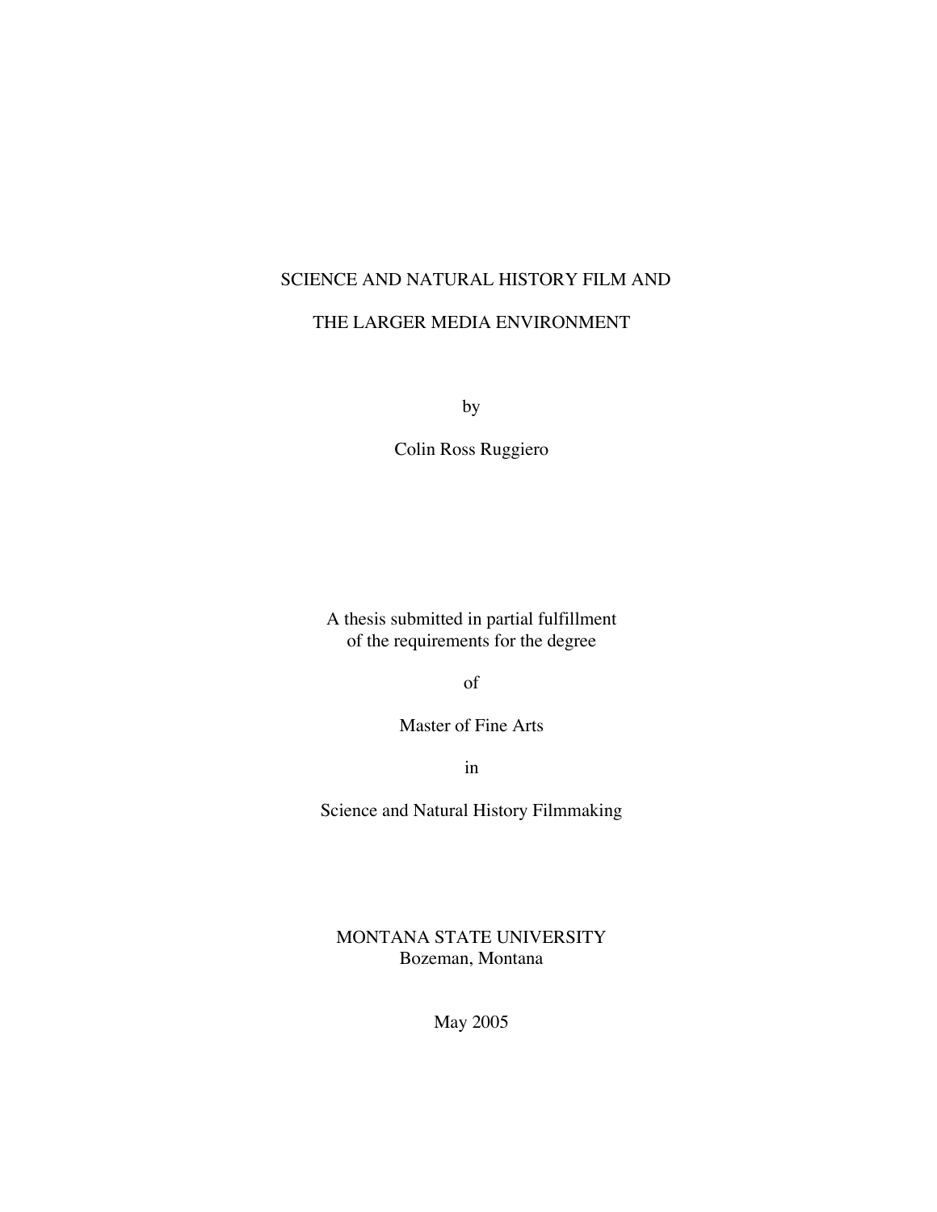# SCIENCE AND NATURAL HISTORY FILM AND THE LARGER MEDIA ENVIRONMENT

by

Colin Ross Ruggiero

A thesis submitted in partial fulfillment
of the requirements for the degree

of

Master of Fine Arts

in

Science and Natural History Filmmaking

MONTANA STATE UNIVERSITY
Bozeman, Montana

May 2005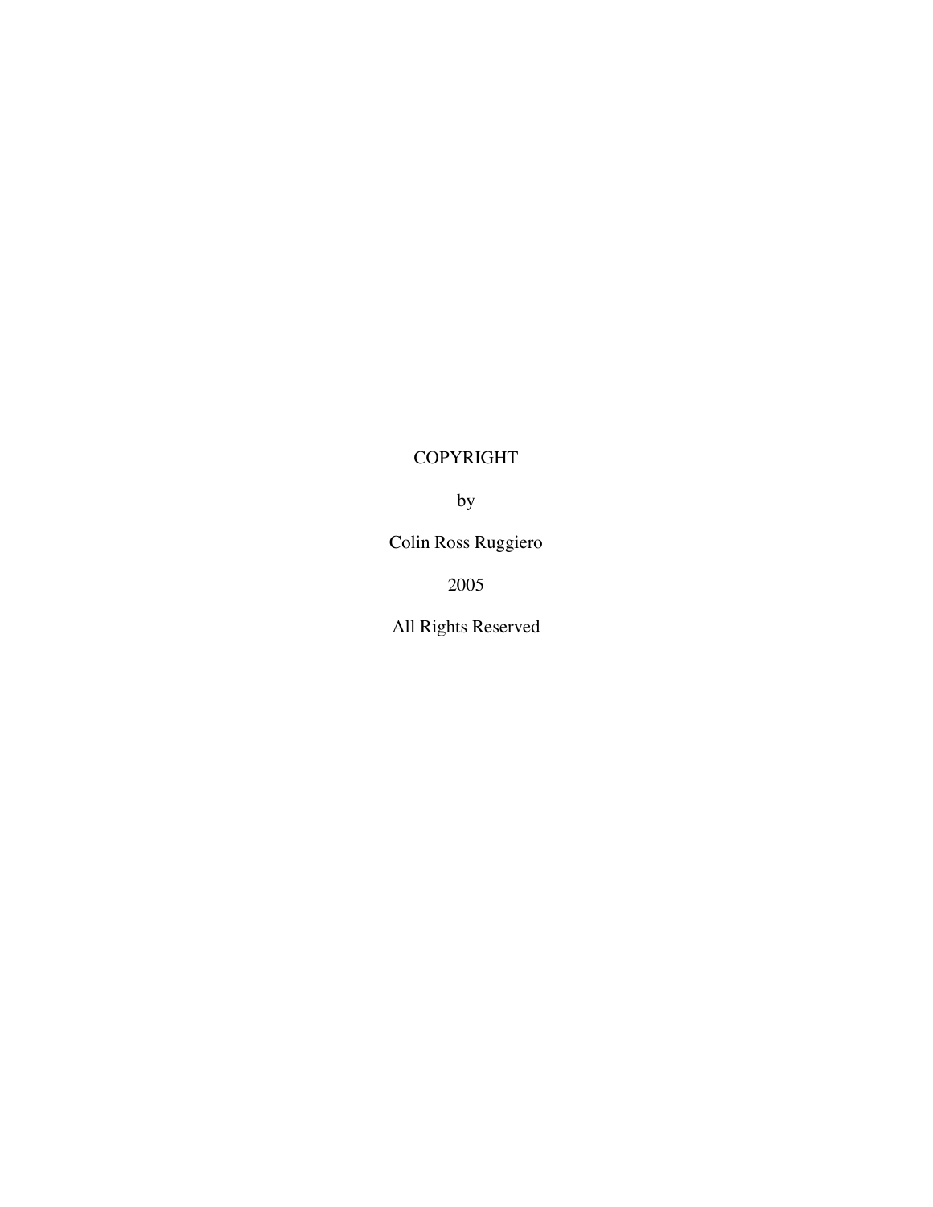COPYRIGHT

by

Colin Ross Ruggiero

2005

All Rights Reserved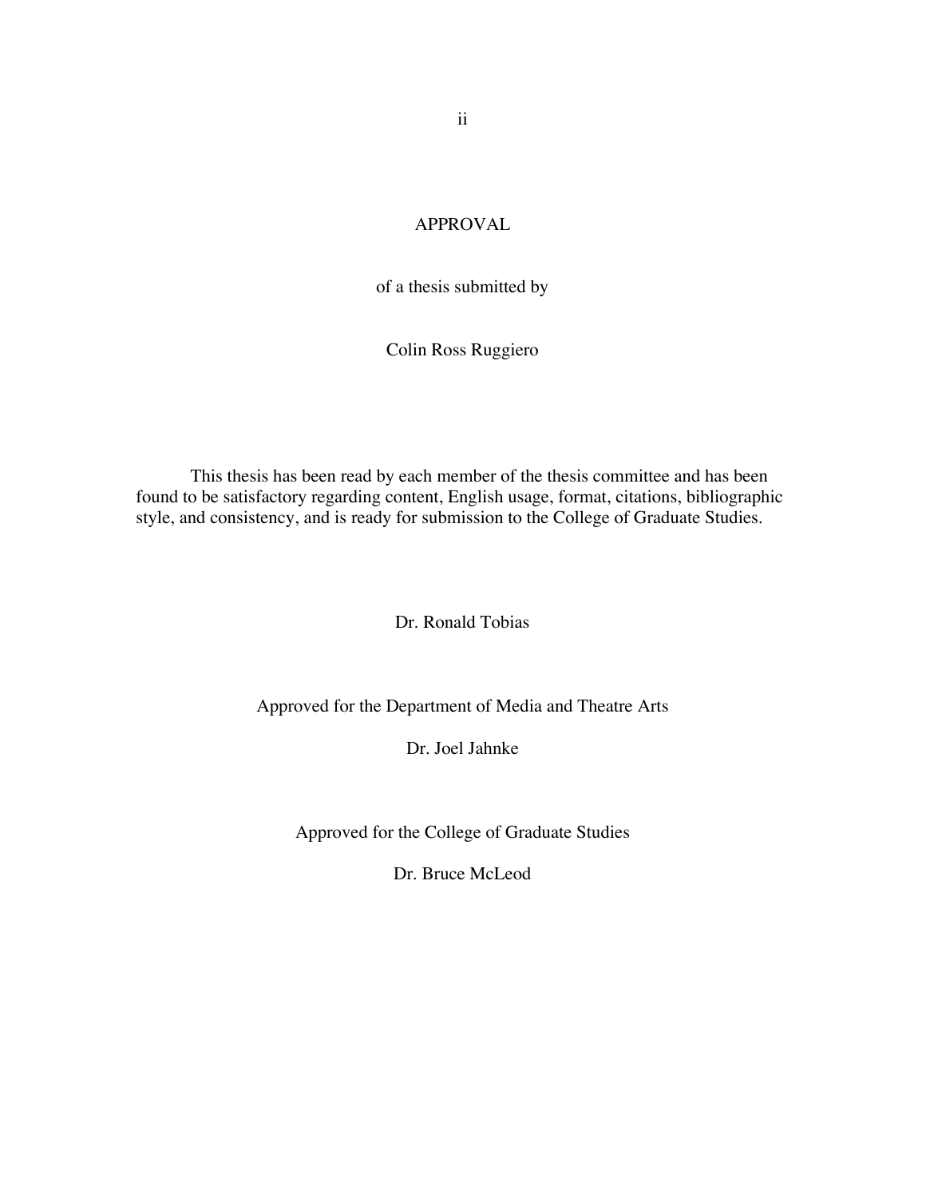# APPROVAL

of a thesis submitted by

Colin Ross Ruggiero

This thesis has been read by each member of the thesis committee and has been found to be satisfactory regarding content, English usage, format, citations, bibliographic style, and consistency, and is ready for submission to the College of Graduate Studies.

Dr. Ronald Tobias

Approved for the Department of Media and Theatre Arts

Dr. Joel Jahnke

Approved for the College of Graduate Studies

Dr. Bruce McLeod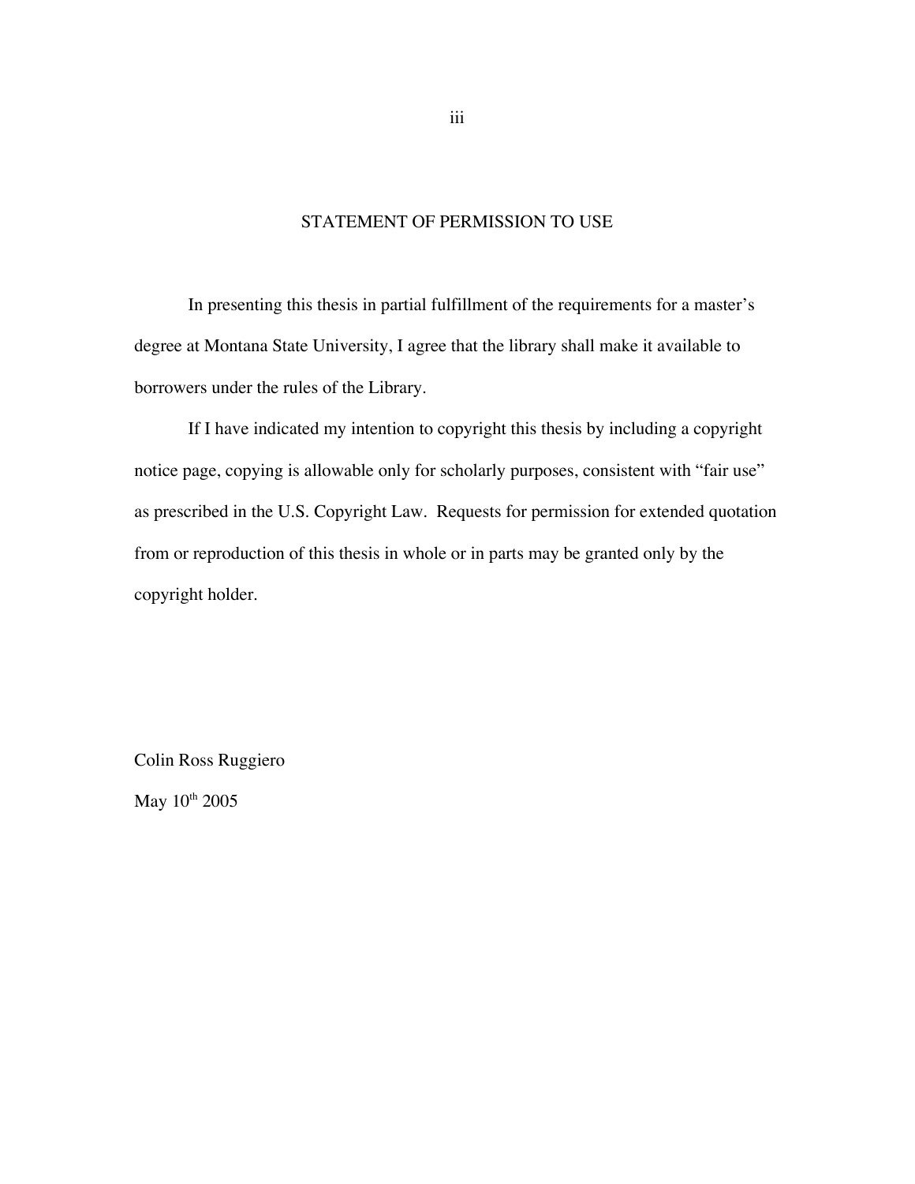# STATEMENT OF PERMISSION TO USE

In presenting this thesis in partial fulfillment of the requirements for a master's degree at Montana State University, I agree that the library shall make it available to borrowers under the rules of the Library.

If I have indicated my intention to copyright this thesis by including a copyright notice page, copying is allowable only for scholarly purposes, consistent with "fair use" as prescribed in the U.S. Copyright Law. Requests for permission for extended quotation from or reproduction of this thesis in whole or in parts may be granted only by the copyright holder.

Colin Ross Ruggiero

May 10th 2005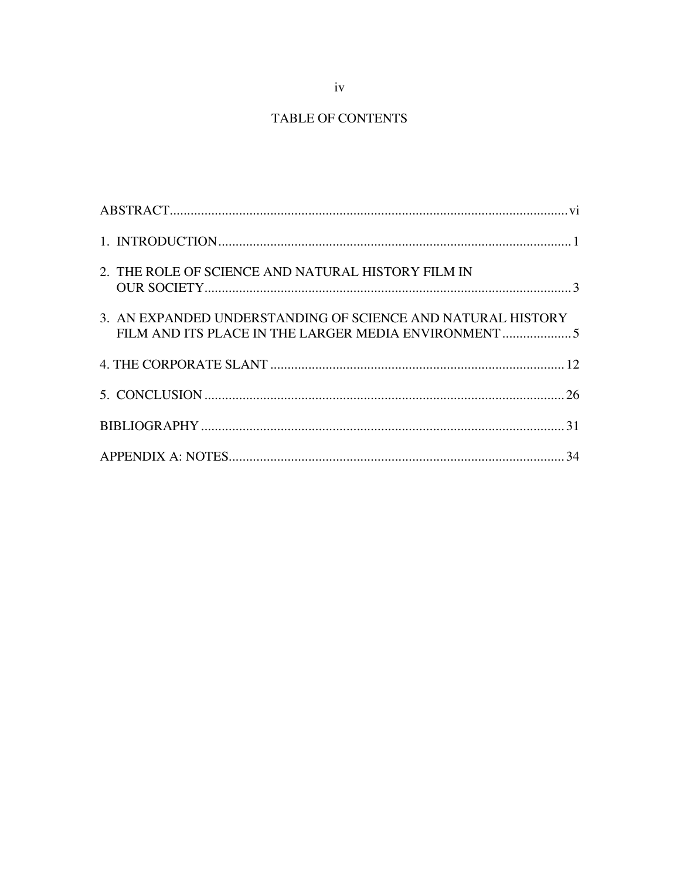# TABLE OF CONTENTS

ABSTRACT .......... vi

1. INTRODUCTION .......... 1

2. THE ROLE OF SCIENCE AND NATURAL HISTORY FILM IN OUR SOCIETY .......... 3

3. AN EXPANDED UNDERSTANDING OF SCIENCE AND NATURAL HISTORY FILM AND ITS PLACE IN THE LARGER MEDIA ENVIRONMENT .......... 5

4. THE CORPORATE SLANT .......... 12

5. CONCLUSION .......... 26

BIBLIOGRAPHY .......... 31

APPENDIX A: NOTES .......... 34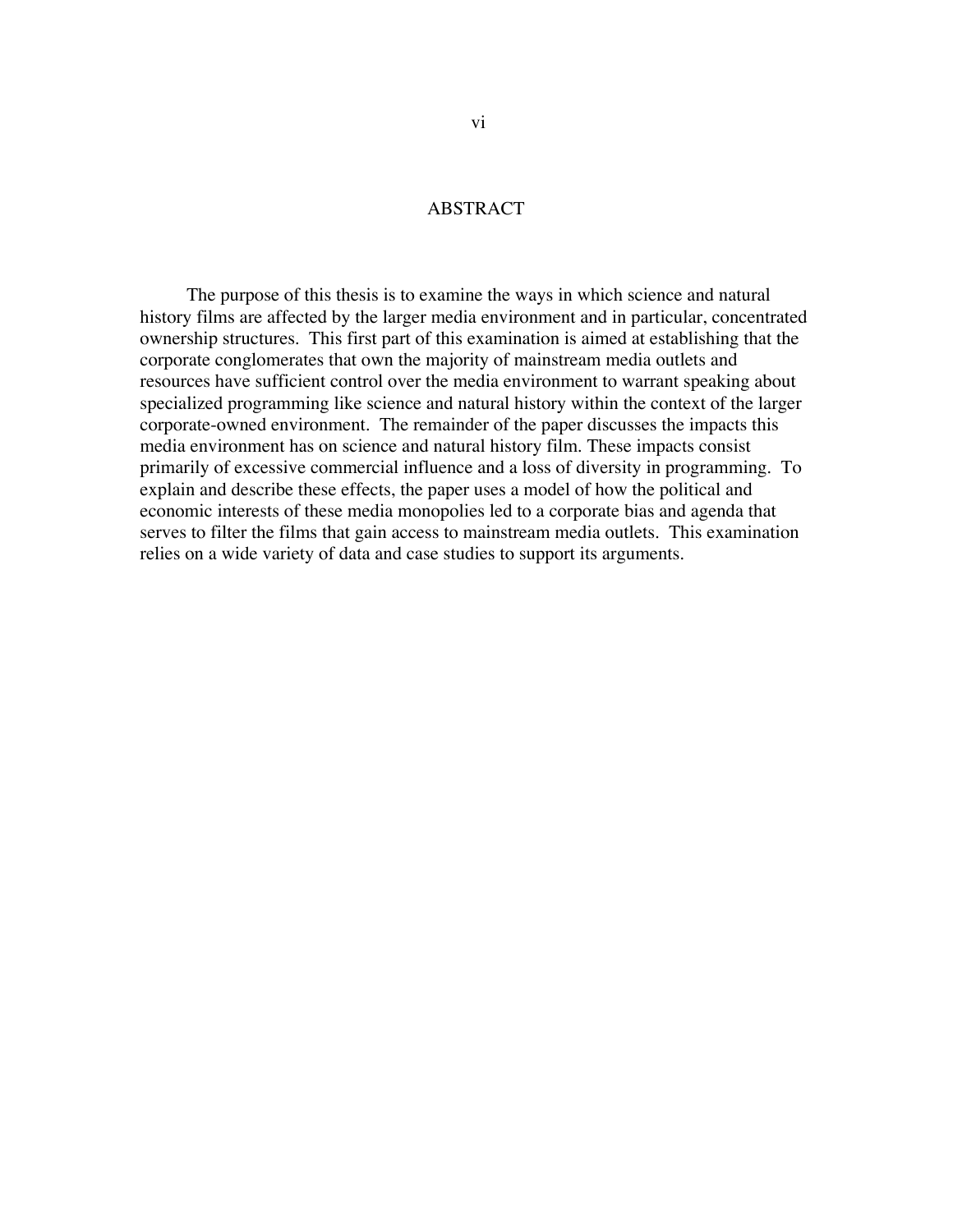# ABSTRACT

The purpose of this thesis is to examine the ways in which science and natural history films are affected by the larger media environment and in particular, concentrated ownership structures. This first part of this examination is aimed at establishing that the corporate conglomerates that own the majority of mainstream media outlets and resources have sufficient control over the media environment to warrant speaking about specialized programming like science and natural history within the context of the larger corporate-owned environment. The remainder of the paper discusses the impacts this media environment has on science and natural history film. These impacts consist primarily of excessive commercial influence and a loss of diversity in programming. To explain and describe these effects, the paper uses a model of how the political and economic interests of these media monopolies led to a corporate bias and agenda that serves to filter the films that gain access to mainstream media outlets. This examination relies on a wide variety of data and case studies to support its arguments.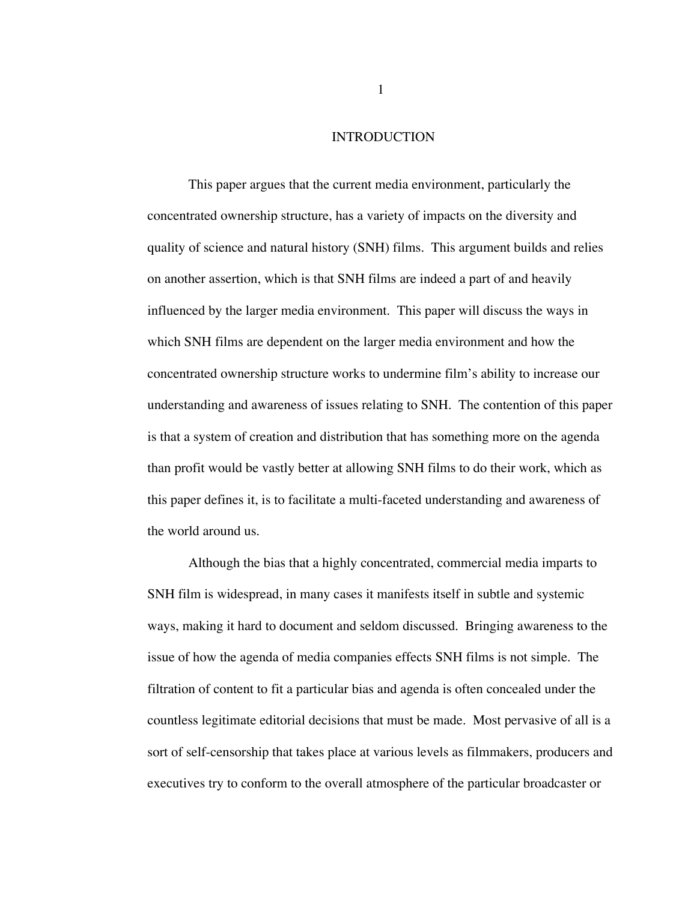# INTRODUCTION

This paper argues that the current media environment, particularly the concentrated ownership structure, has a variety of impacts on the diversity and quality of science and natural history (SNH) films. This argument builds and relies on another assertion, which is that SNH films are indeed a part of and heavily influenced by the larger media environment. This paper will discuss the ways in which SNH films are dependent on the larger media environment and how the concentrated ownership structure works to undermine film's ability to increase our understanding and awareness of issues relating to SNH. The contention of this paper is that a system of creation and distribution that has something more on the agenda than profit would be vastly better at allowing SNH films to do their work, which as this paper defines it, is to facilitate a multi-faceted understanding and awareness of the world around us.

Although the bias that a highly concentrated, commercial media imparts to SNH film is widespread, in many cases it manifests itself in subtle and systemic ways, making it hard to document and seldom discussed. Bringing awareness to the issue of how the agenda of media companies effects SNH films is not simple. The filtration of content to fit a particular bias and agenda is often concealed under the countless legitimate editorial decisions that must be made. Most pervasive of all is a sort of self-censorship that takes place at various levels as filmmakers, producers and executives try to conform to the overall atmosphere of the particular broadcaster or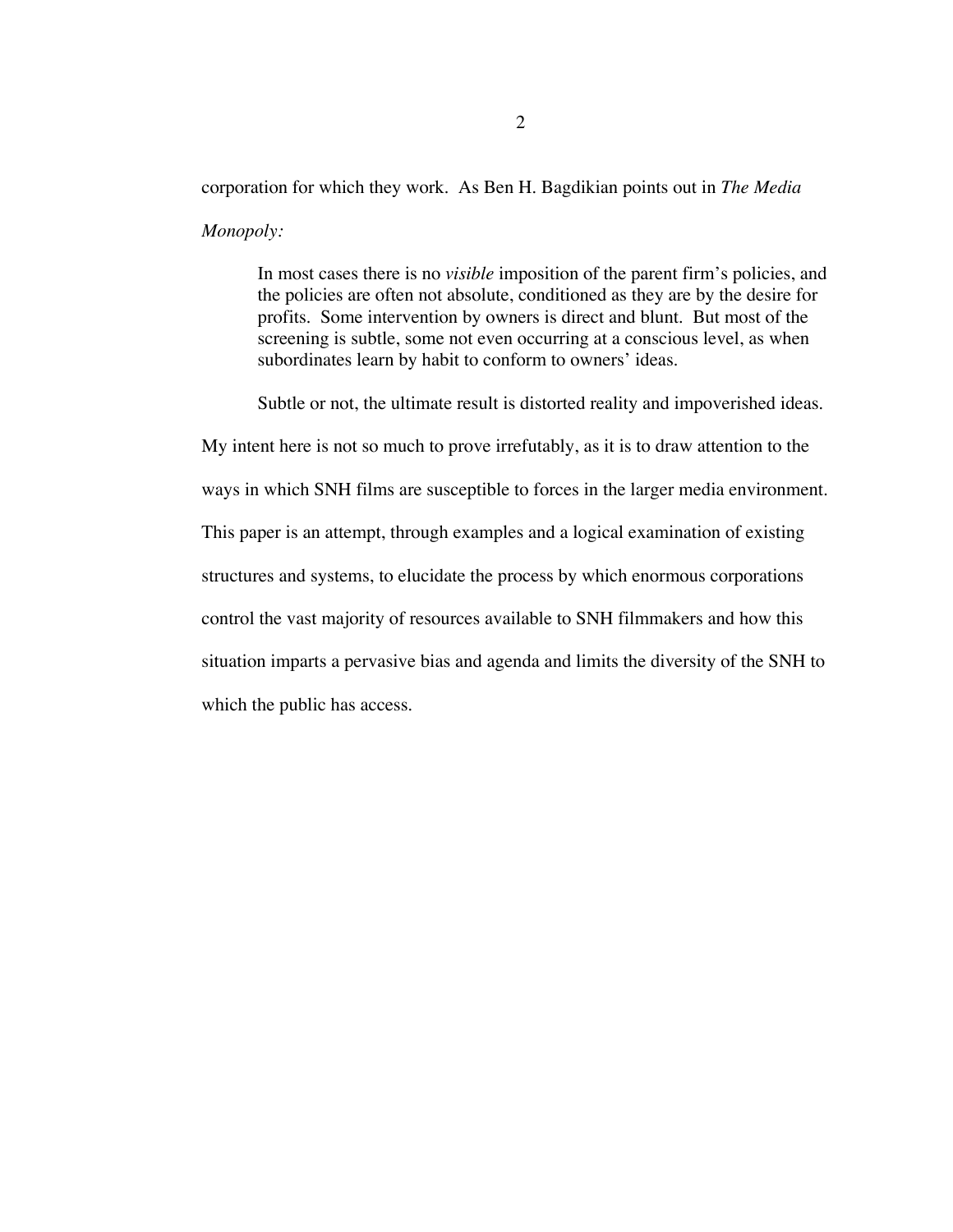corporation for which they work. As Ben H. Bagdikian points out in *The Media Monopoly:*

> In most cases there is no *visible* imposition of the parent firm's policies, and the policies are often not absolute, conditioned as they are by the desire for profits. Some intervention by owners is direct and blunt. But most of the screening is subtle, some not even occurring at a conscious level, as when subordinates learn by habit to conform to owners' ideas.

Subtle or not, the ultimate result is distorted reality and impoverished ideas. My intent here is not so much to prove irrefutably, as it is to draw attention to the ways in which SNH films are susceptible to forces in the larger media environment. This paper is an attempt, through examples and a logical examination of existing structures and systems, to elucidate the process by which enormous corporations control the vast majority of resources available to SNH filmmakers and how this situation imparts a pervasive bias and agenda and limits the diversity of the SNH to which the public has access.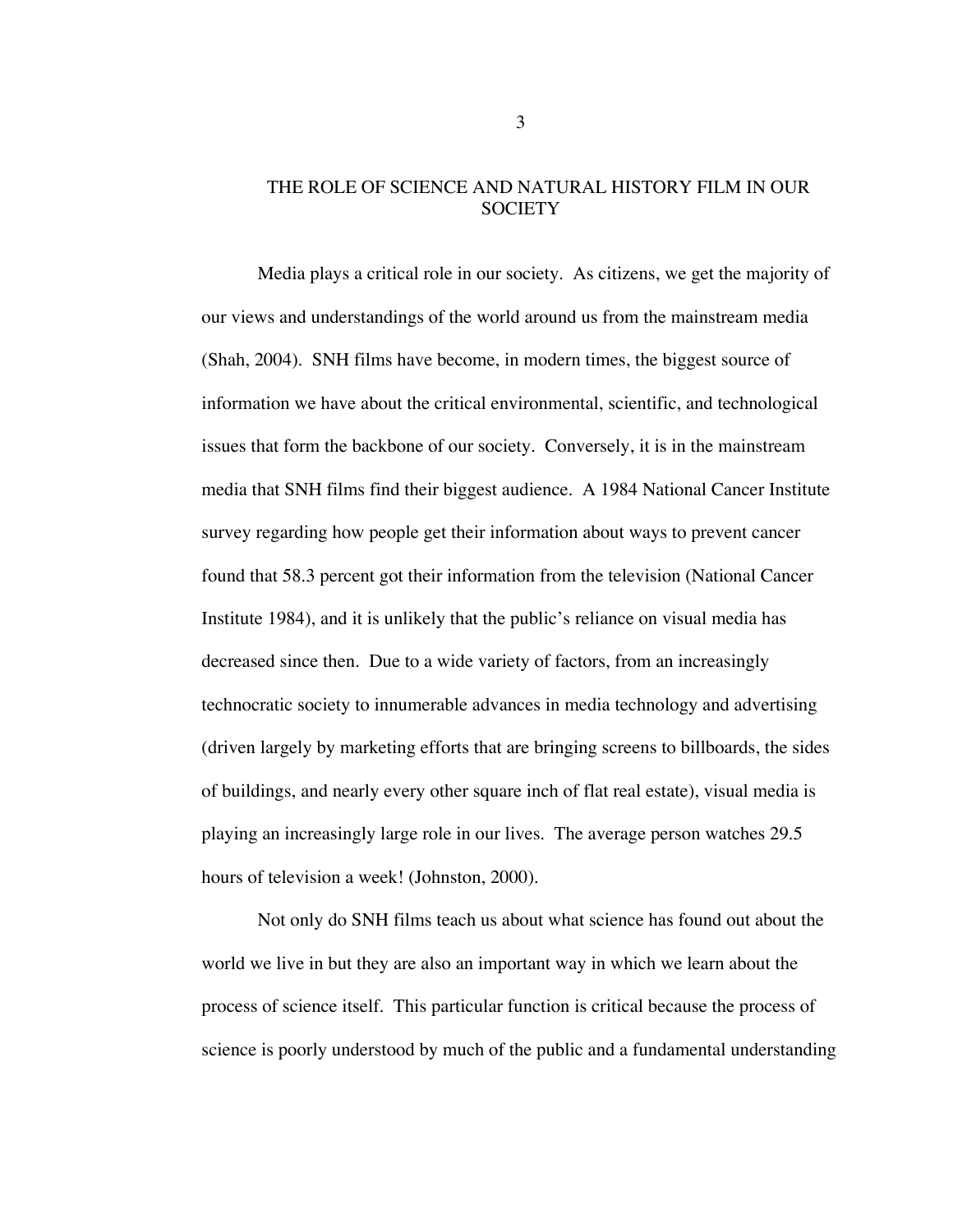## THE ROLE OF SCIENCE AND NATURAL HISTORY FILM IN OUR SOCIETY

Media plays a critical role in our society. As citizens, we get the majority of our views and understandings of the world around us from the mainstream media (Shah, 2004). SNH films have become, in modern times, the biggest source of information we have about the critical environmental, scientific, and technological issues that form the backbone of our society. Conversely, it is in the mainstream media that SNH films find their biggest audience. A 1984 National Cancer Institute survey regarding how people get their information about ways to prevent cancer found that 58.3 percent got their information from the television (National Cancer Institute 1984), and it is unlikely that the public's reliance on visual media has decreased since then. Due to a wide variety of factors, from an increasingly technocratic society to innumerable advances in media technology and advertising (driven largely by marketing efforts that are bringing screens to billboards, the sides of buildings, and nearly every other square inch of flat real estate), visual media is playing an increasingly large role in our lives. The average person watches 29.5 hours of television a week! (Johnston, 2000).

Not only do SNH films teach us about what science has found out about the world we live in but they are also an important way in which we learn about the process of science itself. This particular function is critical because the process of science is poorly understood by much of the public and a fundamental understanding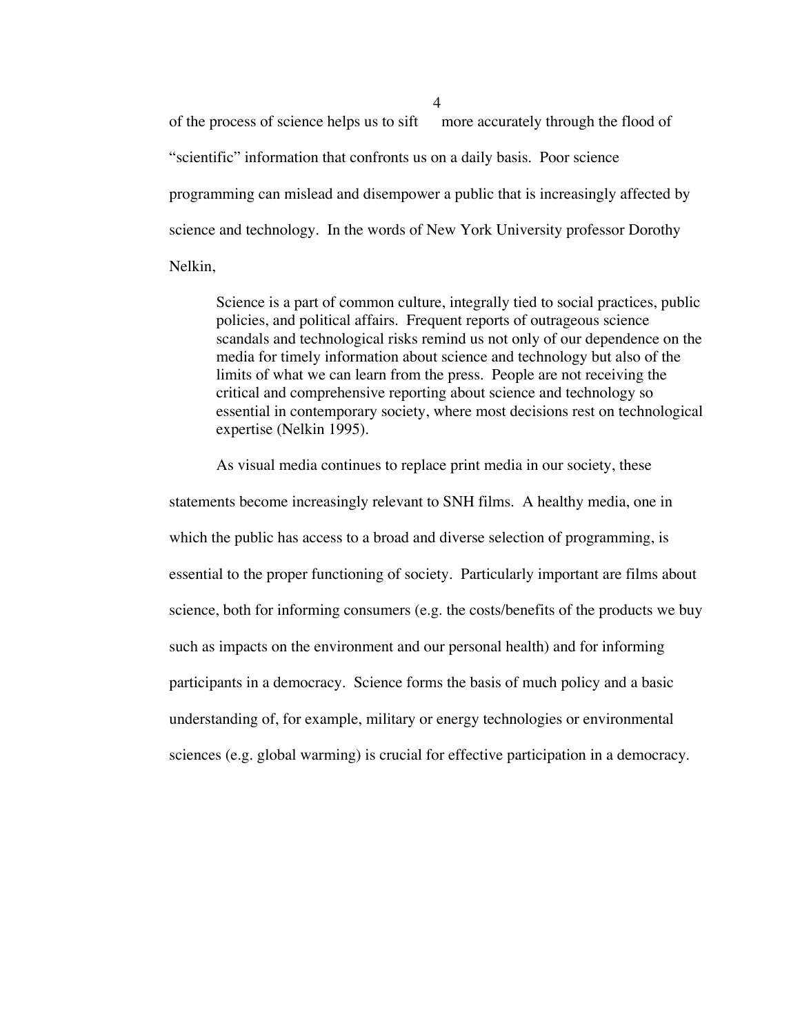of the process of science helps us to sift more accurately through the flood of "scientific" information that confronts us on a daily basis. Poor science programming can mislead and disempower a public that is increasingly affected by science and technology. In the words of New York University professor Dorothy Nelkin,

> Science is a part of common culture, integrally tied to social practices, public policies, and political affairs. Frequent reports of outrageous science scandals and technological risks remind us not only of our dependence on the media for timely information about science and technology but also of the limits of what we can learn from the press. People are not receiving the critical and comprehensive reporting about science and technology so essential in contemporary society, where most decisions rest on technological expertise (Nelkin 1995).

As visual media continues to replace print media in our society, these statements become increasingly relevant to SNH films. A healthy media, one in which the public has access to a broad and diverse selection of programming, is essential to the proper functioning of society. Particularly important are films about science, both for informing consumers (e.g. the costs/benefits of the products we buy such as impacts on the environment and our personal health) and for informing participants in a democracy. Science forms the basis of much policy and a basic understanding of, for example, military or energy technologies or environmental sciences (e.g. global warming) is crucial for effective participation in a democracy.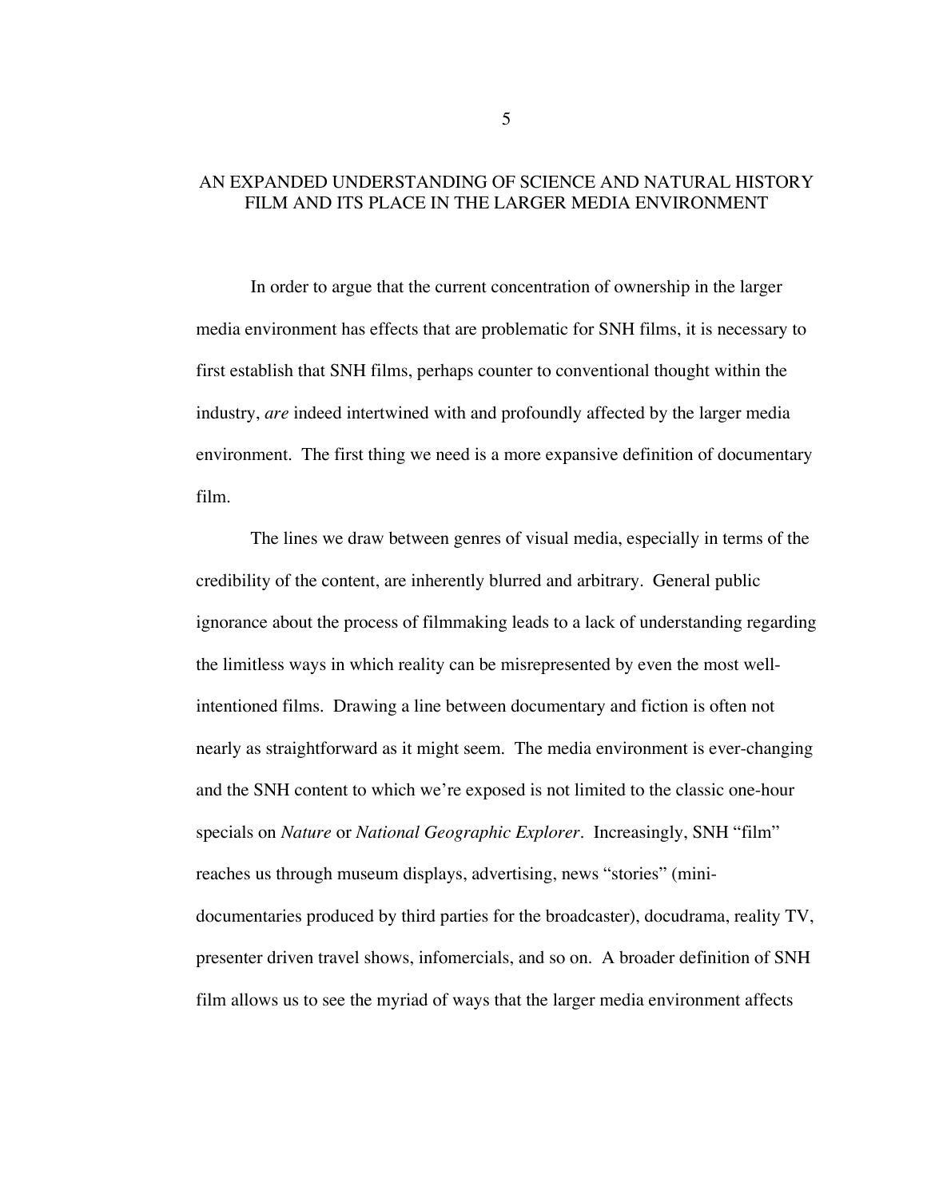## AN EXPANDED UNDERSTANDING OF SCIENCE AND NATURAL HISTORY FILM AND ITS PLACE IN THE LARGER MEDIA ENVIRONMENT

In order to argue that the current concentration of ownership in the larger media environment has effects that are problematic for SNH films, it is necessary to first establish that SNH films, perhaps counter to conventional thought within the industry, *are* indeed intertwined with and profoundly affected by the larger media environment. The first thing we need is a more expansive definition of documentary film.

The lines we draw between genres of visual media, especially in terms of the credibility of the content, are inherently blurred and arbitrary. General public ignorance about the process of filmmaking leads to a lack of understanding regarding the limitless ways in which reality can be misrepresented by even the most well-intentioned films. Drawing a line between documentary and fiction is often not nearly as straightforward as it might seem. The media environment is ever-changing and the SNH content to which we're exposed is not limited to the classic one-hour specials on *Nature* or *National Geographic Explorer*. Increasingly, SNH "film" reaches us through museum displays, advertising, news "stories" (mini-documentaries produced by third parties for the broadcaster), docudrama, reality TV, presenter driven travel shows, infomercials, and so on. A broader definition of SNH film allows us to see the myriad of ways that the larger media environment affects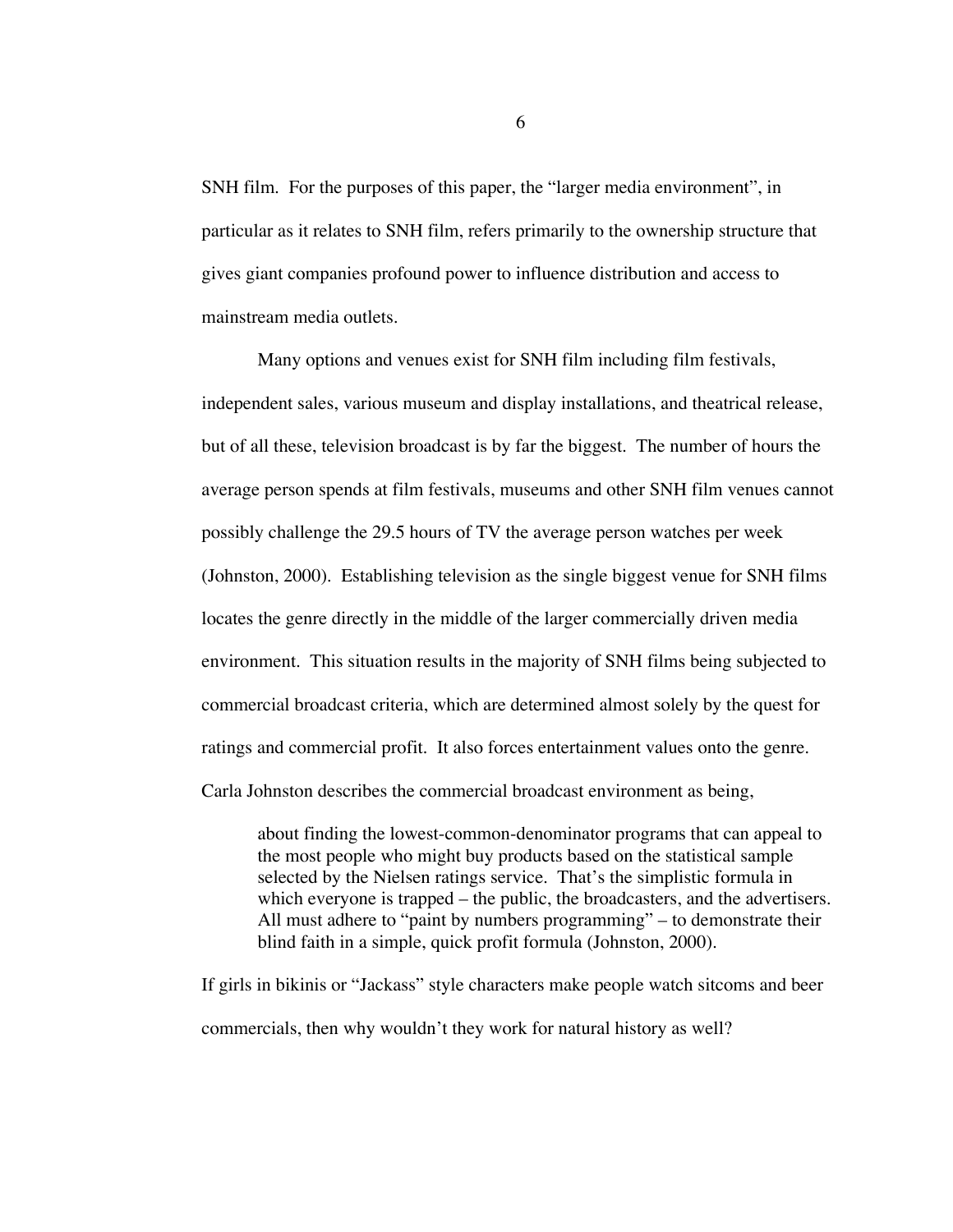SNH film. For the purposes of this paper, the "larger media environment", in particular as it relates to SNH film, refers primarily to the ownership structure that gives giant companies profound power to influence distribution and access to mainstream media outlets.

Many options and venues exist for SNH film including film festivals, independent sales, various museum and display installations, and theatrical release, but of all these, television broadcast is by far the biggest. The number of hours the average person spends at film festivals, museums and other SNH film venues cannot possibly challenge the 29.5 hours of TV the average person watches per week (Johnston, 2000). Establishing television as the single biggest venue for SNH films locates the genre directly in the middle of the larger commercially driven media environment. This situation results in the majority of SNH films being subjected to commercial broadcast criteria, which are determined almost solely by the quest for ratings and commercial profit. It also forces entertainment values onto the genre. Carla Johnston describes the commercial broadcast environment as being,

> about finding the lowest-common-denominator programs that can appeal to the most people who might buy products based on the statistical sample selected by the Nielsen ratings service. That's the simplistic formula in which everyone is trapped – the public, the broadcasters, and the advertisers. All must adhere to "paint by numbers programming" – to demonstrate their blind faith in a simple, quick profit formula (Johnston, 2000).

If girls in bikinis or "Jackass" style characters make people watch sitcoms and beer commercials, then why wouldn't they work for natural history as well?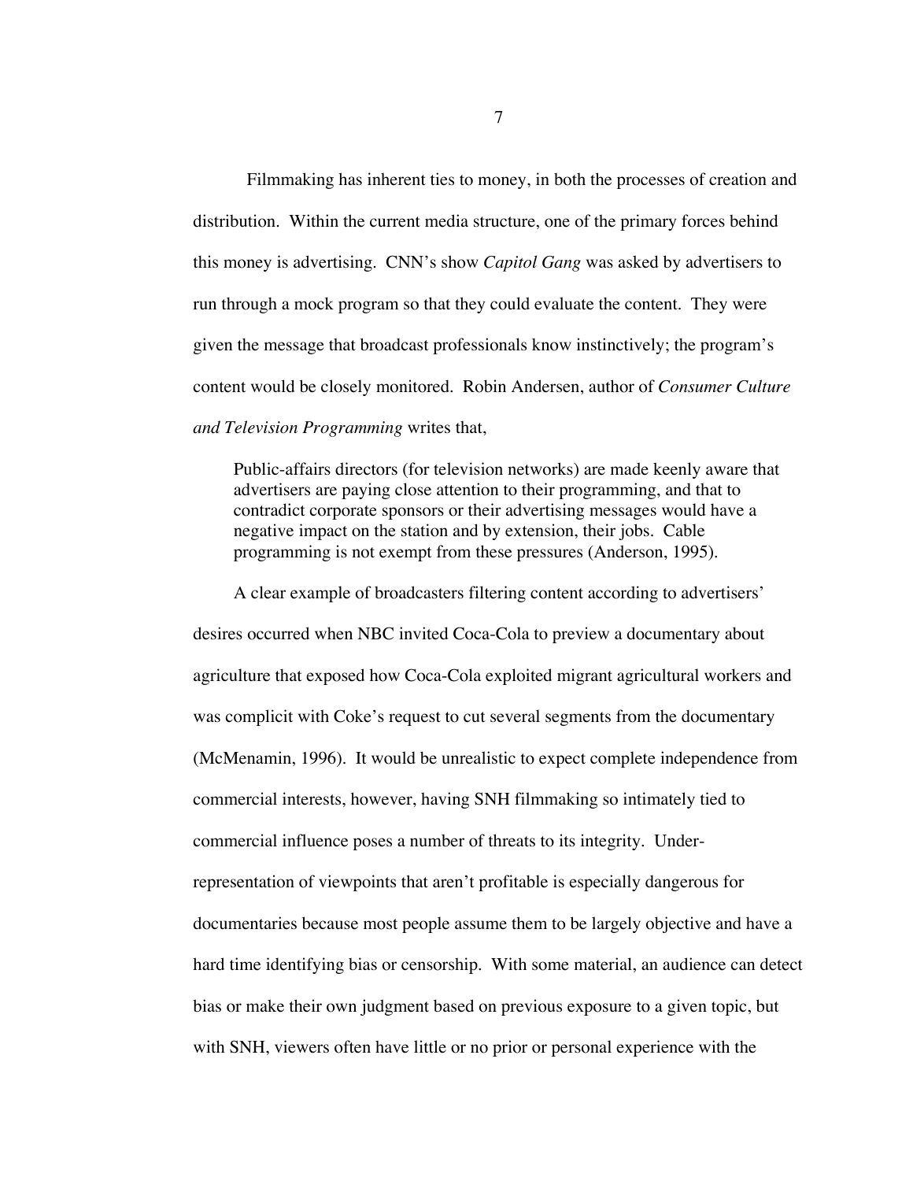Filmmaking has inherent ties to money, in both the processes of creation and distribution. Within the current media structure, one of the primary forces behind this money is advertising. CNN's show *Capitol Gang* was asked by advertisers to run through a mock program so that they could evaluate the content. They were given the message that broadcast professionals know instinctively; the program's content would be closely monitored. Robin Andersen, author of *Consumer Culture and Television Programming* writes that,

> Public-affairs directors (for television networks) are made keenly aware that advertisers are paying close attention to their programming, and that to contradict corporate sponsors or their advertising messages would have a negative impact on the station and by extension, their jobs. Cable programming is not exempt from these pressures (Anderson, 1995).

A clear example of broadcasters filtering content according to advertisers' desires occurred when NBC invited Coca-Cola to preview a documentary about agriculture that exposed how Coca-Cola exploited migrant agricultural workers and was complicit with Coke's request to cut several segments from the documentary (McMenamin, 1996). It would be unrealistic to expect complete independence from commercial interests, however, having SNH filmmaking so intimately tied to commercial influence poses a number of threats to its integrity. Under-representation of viewpoints that aren't profitable is especially dangerous for documentaries because most people assume them to be largely objective and have a hard time identifying bias or censorship. With some material, an audience can detect bias or make their own judgment based on previous exposure to a given topic, but with SNH, viewers often have little or no prior or personal experience with the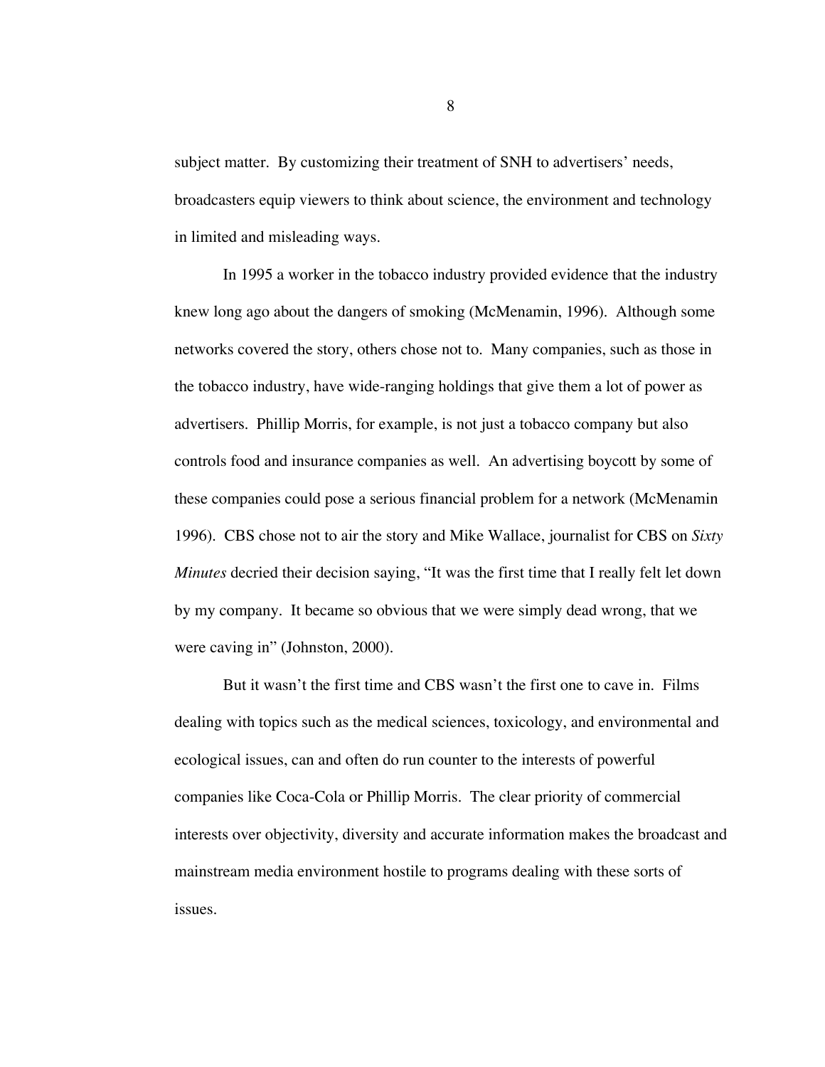subject matter. By customizing their treatment of SNH to advertisers' needs, broadcasters equip viewers to think about science, the environment and technology in limited and misleading ways.

In 1995 a worker in the tobacco industry provided evidence that the industry knew long ago about the dangers of smoking (McMenamin, 1996). Although some networks covered the story, others chose not to. Many companies, such as those in the tobacco industry, have wide-ranging holdings that give them a lot of power as advertisers. Phillip Morris, for example, is not just a tobacco company but also controls food and insurance companies as well. An advertising boycott by some of these companies could pose a serious financial problem for a network (McMenamin 1996). CBS chose not to air the story and Mike Wallace, journalist for CBS on *Sixty Minutes* decried their decision saying, "It was the first time that I really felt let down by my company. It became so obvious that we were simply dead wrong, that we were caving in" (Johnston, 2000).

But it wasn't the first time and CBS wasn't the first one to cave in. Films dealing with topics such as the medical sciences, toxicology, and environmental and ecological issues, can and often do run counter to the interests of powerful companies like Coca-Cola or Phillip Morris. The clear priority of commercial interests over objectivity, diversity and accurate information makes the broadcast and mainstream media environment hostile to programs dealing with these sorts of issues.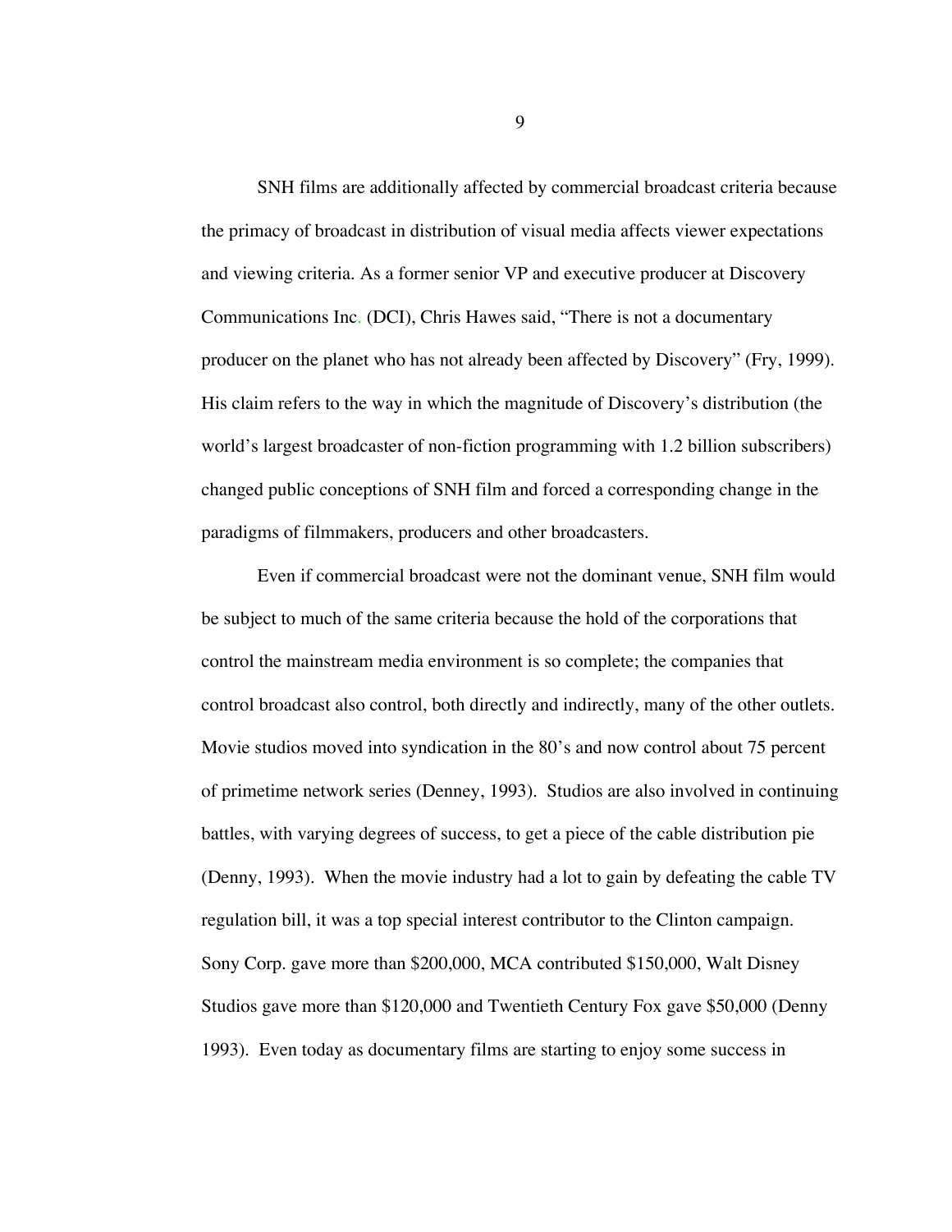SNH films are additionally affected by commercial broadcast criteria because the primacy of broadcast in distribution of visual media affects viewer expectations and viewing criteria. As a former senior VP and executive producer at Discovery Communications Inc. (DCI), Chris Hawes said, "There is not a documentary producer on the planet who has not already been affected by Discovery" (Fry, 1999). His claim refers to the way in which the magnitude of Discovery's distribution (the world's largest broadcaster of non-fiction programming with 1.2 billion subscribers) changed public conceptions of SNH film and forced a corresponding change in the paradigms of filmmakers, producers and other broadcasters.

Even if commercial broadcast were not the dominant venue, SNH film would be subject to much of the same criteria because the hold of the corporations that control the mainstream media environment is so complete; the companies that control broadcast also control, both directly and indirectly, many of the other outlets. Movie studios moved into syndication in the 80's and now control about 75 percent of primetime network series (Denney, 1993). Studios are also involved in continuing battles, with varying degrees of success, to get a piece of the cable distribution pie (Denny, 1993). When the movie industry had a lot to gain by defeating the cable TV regulation bill, it was a top special interest contributor to the Clinton campaign. Sony Corp. gave more than $200,000, MCA contributed $150,000, Walt Disney Studios gave more than $120,000 and Twentieth Century Fox gave $50,000 (Denny 1993). Even today as documentary films are starting to enjoy some success in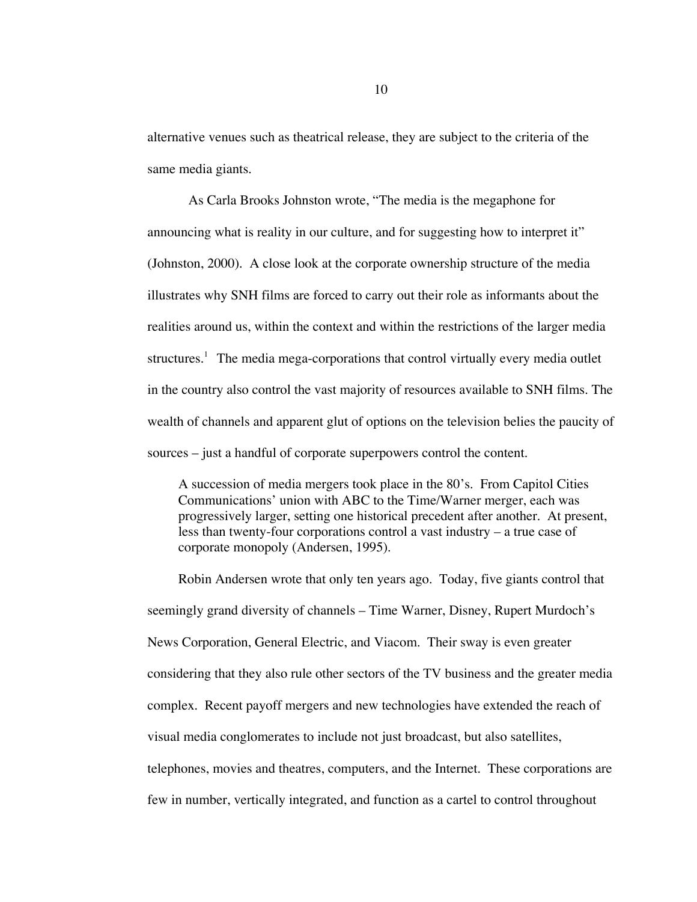alternative venues such as theatrical release, they are subject to the criteria of the same media giants.

As Carla Brooks Johnston wrote, "The media is the megaphone for announcing what is reality in our culture, and for suggesting how to interpret it" (Johnston, 2000). A close look at the corporate ownership structure of the media illustrates why SNH films are forced to carry out their role as informants about the realities around us, within the context and within the restrictions of the larger media structures.[1] The media mega-corporations that control virtually every media outlet in the country also control the vast majority of resources available to SNH films. The wealth of channels and apparent glut of options on the television belies the paucity of sources – just a handful of corporate superpowers control the content.

> A succession of media mergers took place in the 80's. From Capitol Cities Communications' union with ABC to the Time/Warner merger, each was progressively larger, setting one historical precedent after another. At present, less than twenty-four corporations control a vast industry – a true case of corporate monopoly (Andersen, 1995).

Robin Andersen wrote that only ten years ago. Today, five giants control that seemingly grand diversity of channels – Time Warner, Disney, Rupert Murdoch's News Corporation, General Electric, and Viacom. Their sway is even greater considering that they also rule other sectors of the TV business and the greater media complex. Recent payoff mergers and new technologies have extended the reach of visual media conglomerates to include not just broadcast, but also satellites, telephones, movies and theatres, computers, and the Internet. These corporations are few in number, vertically integrated, and function as a cartel to control throughout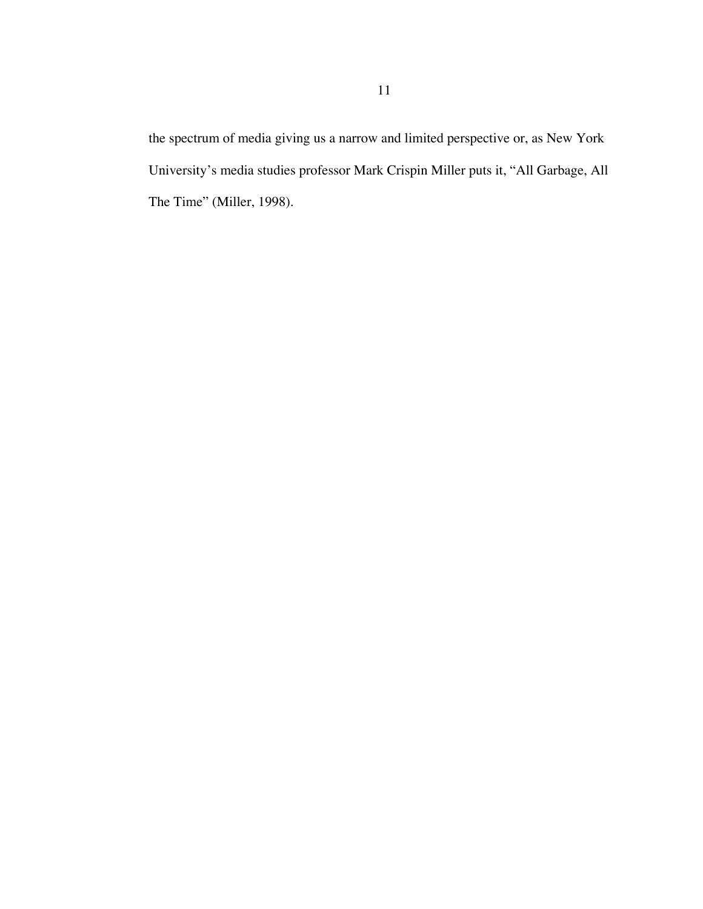the spectrum of media giving us a narrow and limited perspective or, as New York University's media studies professor Mark Crispin Miller puts it, "All Garbage, All The Time" (Miller, 1998).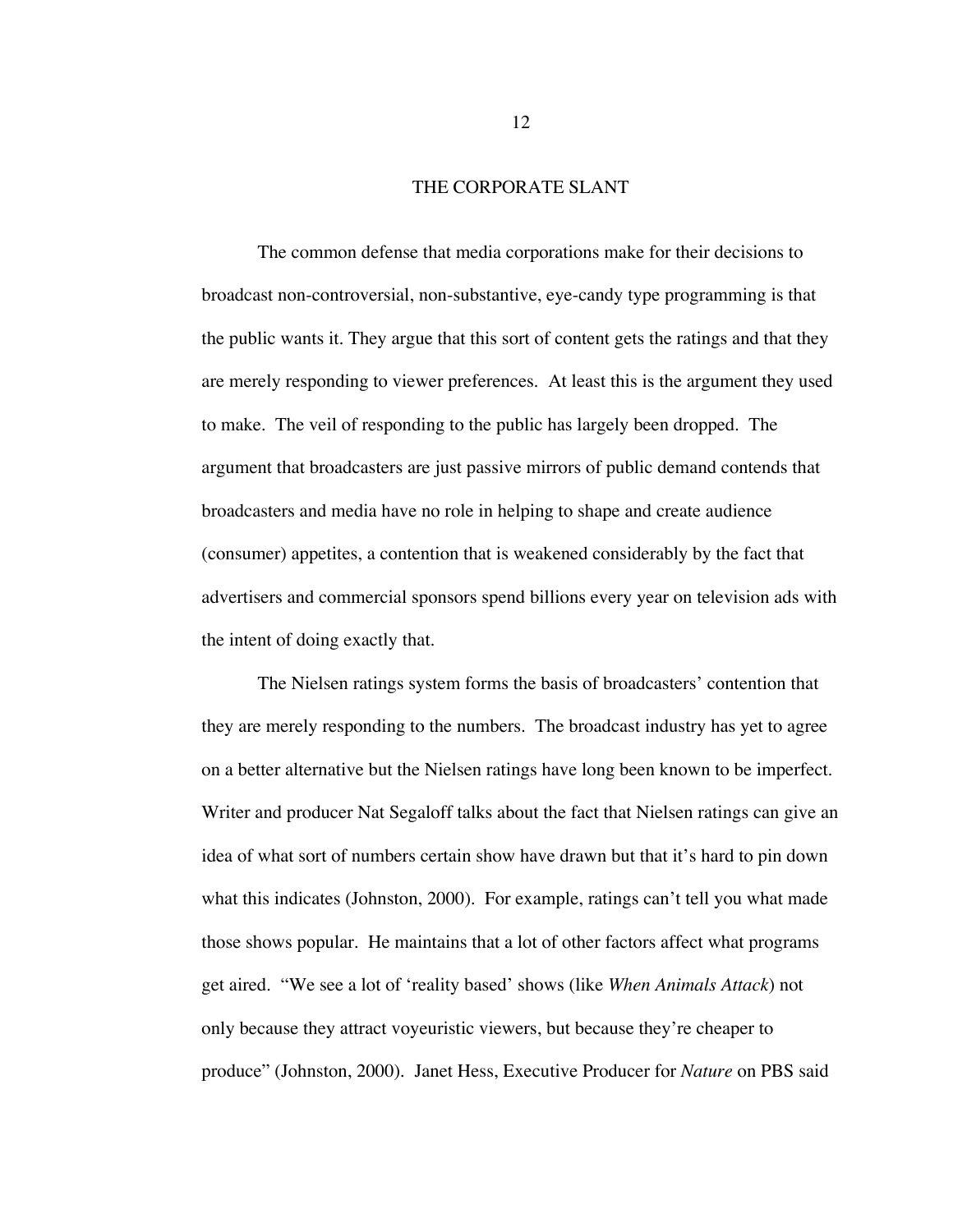## THE CORPORATE SLANT

The common defense that media corporations make for their decisions to broadcast non-controversial, non-substantive, eye-candy type programming is that the public wants it. They argue that this sort of content gets the ratings and that they are merely responding to viewer preferences. At least this is the argument they used to make. The veil of responding to the public has largely been dropped. The argument that broadcasters are just passive mirrors of public demand contends that broadcasters and media have no role in helping to shape and create audience (consumer) appetites, a contention that is weakened considerably by the fact that advertisers and commercial sponsors spend billions every year on television ads with the intent of doing exactly that.

The Nielsen ratings system forms the basis of broadcasters' contention that they are merely responding to the numbers. The broadcast industry has yet to agree on a better alternative but the Nielsen ratings have long been known to be imperfect. Writer and producer Nat Segaloff talks about the fact that Nielsen ratings can give an idea of what sort of numbers certain show have drawn but that it's hard to pin down what this indicates (Johnston, 2000). For example, ratings can't tell you what made those shows popular. He maintains that a lot of other factors affect what programs get aired. "We see a lot of 'reality based' shows (like *When Animals Attack*) not only because they attract voyeuristic viewers, but because they're cheaper to produce" (Johnston, 2000). Janet Hess, Executive Producer for *Nature* on PBS said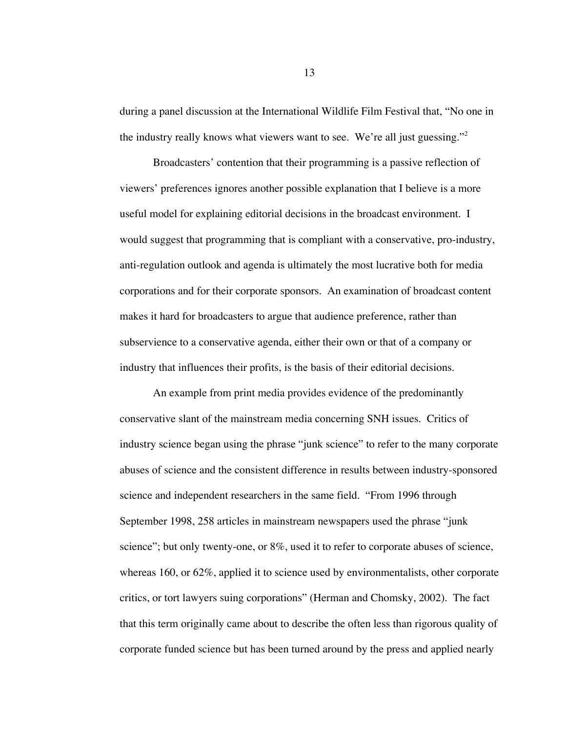during a panel discussion at the International Wildlife Film Festival that, "No one in the industry really knows what viewers want to see. We're all just guessing."[2]

Broadcasters' contention that their programming is a passive reflection of viewers' preferences ignores another possible explanation that I believe is a more useful model for explaining editorial decisions in the broadcast environment. I would suggest that programming that is compliant with a conservative, pro-industry, anti-regulation outlook and agenda is ultimately the most lucrative both for media corporations and for their corporate sponsors. An examination of broadcast content makes it hard for broadcasters to argue that audience preference, rather than subservience to a conservative agenda, either their own or that of a company or industry that influences their profits, is the basis of their editorial decisions.

An example from print media provides evidence of the predominantly conservative slant of the mainstream media concerning SNH issues. Critics of industry science began using the phrase "junk science" to refer to the many corporate abuses of science and the consistent difference in results between industry-sponsored science and independent researchers in the same field. "From 1996 through September 1998, 258 articles in mainstream newspapers used the phrase "junk science"; but only twenty-one, or 8%, used it to refer to corporate abuses of science, whereas 160, or 62%, applied it to science used by environmentalists, other corporate critics, or tort lawyers suing corporations" (Herman and Chomsky, 2002). The fact that this term originally came about to describe the often less than rigorous quality of corporate funded science but has been turned around by the press and applied nearly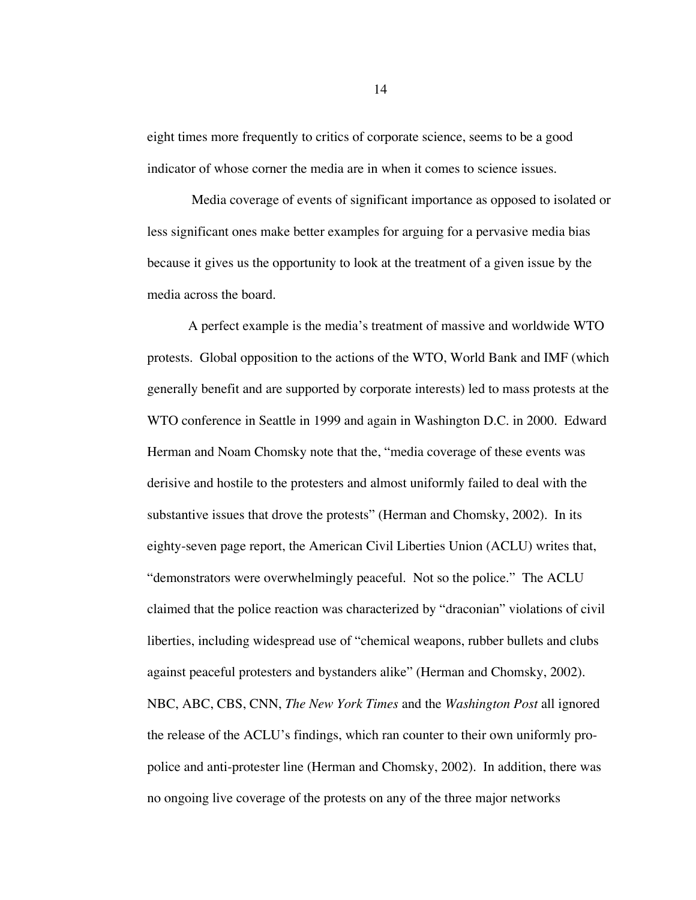eight times more frequently to critics of corporate science, seems to be a good indicator of whose corner the media are in when it comes to science issues.

Media coverage of events of significant importance as opposed to isolated or less significant ones make better examples for arguing for a pervasive media bias because it gives us the opportunity to look at the treatment of a given issue by the media across the board.

A perfect example is the media's treatment of massive and worldwide WTO protests. Global opposition to the actions of the WTO, World Bank and IMF (which generally benefit and are supported by corporate interests) led to mass protests at the WTO conference in Seattle in 1999 and again in Washington D.C. in 2000. Edward Herman and Noam Chomsky note that the, "media coverage of these events was derisive and hostile to the protesters and almost uniformly failed to deal with the substantive issues that drove the protests" (Herman and Chomsky, 2002). In its eighty-seven page report, the American Civil Liberties Union (ACLU) writes that, "demonstrators were overwhelmingly peaceful. Not so the police." The ACLU claimed that the police reaction was characterized by "draconian" violations of civil liberties, including widespread use of "chemical weapons, rubber bullets and clubs against peaceful protesters and bystanders alike" (Herman and Chomsky, 2002). NBC, ABC, CBS, CNN, *The New York Times* and the *Washington Post* all ignored the release of the ACLU's findings, which ran counter to their own uniformly pro-police and anti-protester line (Herman and Chomsky, 2002). In addition, there was no ongoing live coverage of the protests on any of the three major networks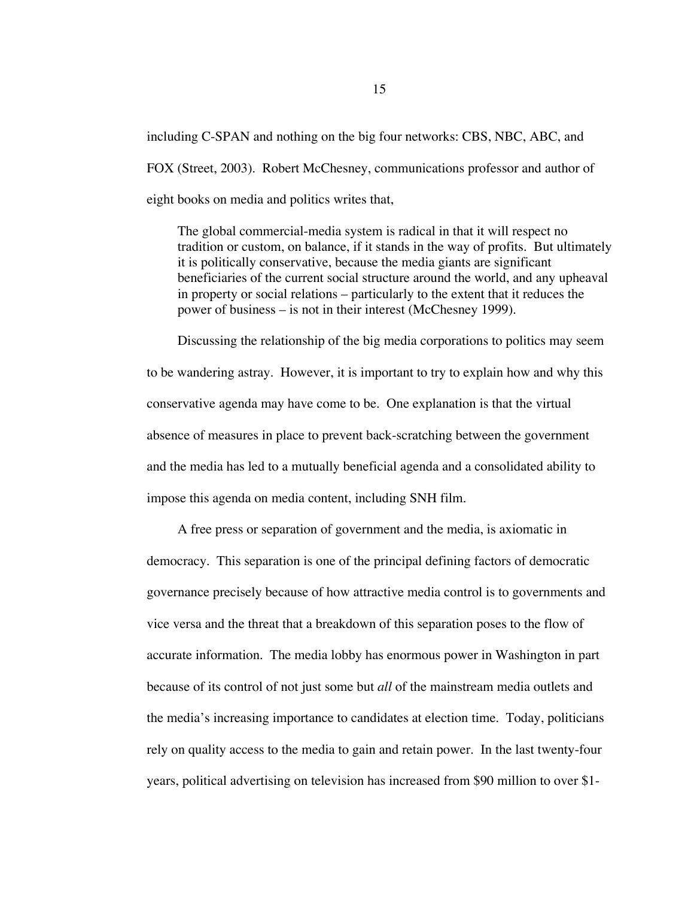including C-SPAN and nothing on the big four networks: CBS, NBC, ABC, and FOX (Street, 2003). Robert McChesney, communications professor and author of eight books on media and politics writes that,

> The global commercial-media system is radical in that it will respect no tradition or custom, on balance, if it stands in the way of profits. But ultimately it is politically conservative, because the media giants are significant beneficiaries of the current social structure around the world, and any upheaval in property or social relations – particularly to the extent that it reduces the power of business – is not in their interest (McChesney 1999).

Discussing the relationship of the big media corporations to politics may seem to be wandering astray. However, it is important to try to explain how and why this conservative agenda may have come to be. One explanation is that the virtual absence of measures in place to prevent back-scratching between the government and the media has led to a mutually beneficial agenda and a consolidated ability to impose this agenda on media content, including SNH film.

A free press or separation of government and the media, is axiomatic in democracy. This separation is one of the principal defining factors of democratic governance precisely because of how attractive media control is to governments and vice versa and the threat that a breakdown of this separation poses to the flow of accurate information. The media lobby has enormous power in Washington in part because of its control of not just some but *all* of the mainstream media outlets and the media's increasing importance to candidates at election time. Today, politicians rely on quality access to the media to gain and retain power. In the last twenty-four years, political advertising on television has increased from $90 million to over $1-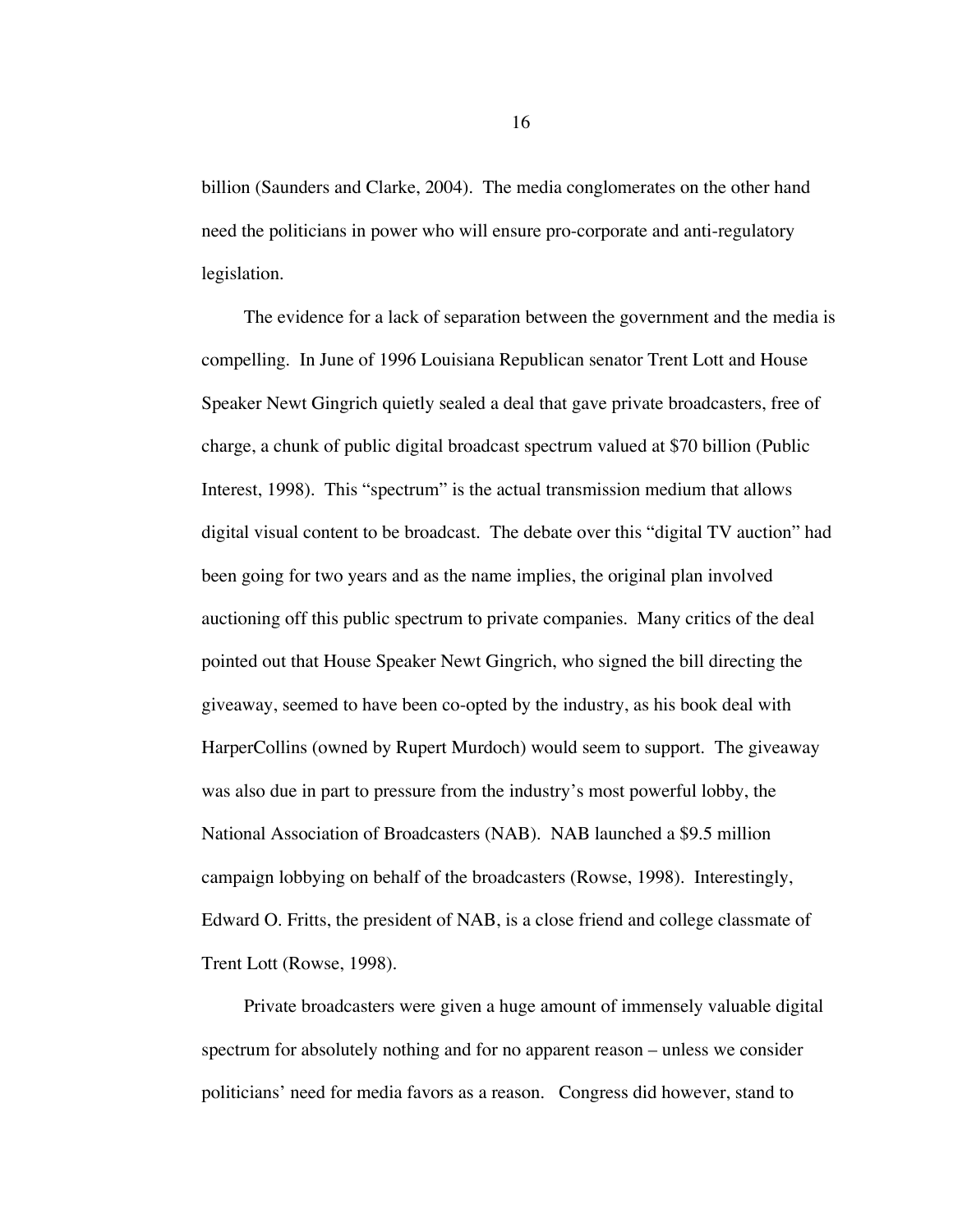billion (Saunders and Clarke, 2004). The media conglomerates on the other hand need the politicians in power who will ensure pro-corporate and anti-regulatory legislation.

The evidence for a lack of separation between the government and the media is compelling. In June of 1996 Louisiana Republican senator Trent Lott and House Speaker Newt Gingrich quietly sealed a deal that gave private broadcasters, free of charge, a chunk of public digital broadcast spectrum valued at $70 billion (Public Interest, 1998). This "spectrum" is the actual transmission medium that allows digital visual content to be broadcast. The debate over this "digital TV auction" had been going for two years and as the name implies, the original plan involved auctioning off this public spectrum to private companies. Many critics of the deal pointed out that House Speaker Newt Gingrich, who signed the bill directing the giveaway, seemed to have been co-opted by the industry, as his book deal with HarperCollins (owned by Rupert Murdoch) would seem to support. The giveaway was also due in part to pressure from the industry's most powerful lobby, the National Association of Broadcasters (NAB). NAB launched a $9.5 million campaign lobbying on behalf of the broadcasters (Rowse, 1998). Interestingly, Edward O. Fritts, the president of NAB, is a close friend and college classmate of Trent Lott (Rowse, 1998).

Private broadcasters were given a huge amount of immensely valuable digital spectrum for absolutely nothing and for no apparent reason – unless we consider politicians' need for media favors as a reason. Congress did however, stand to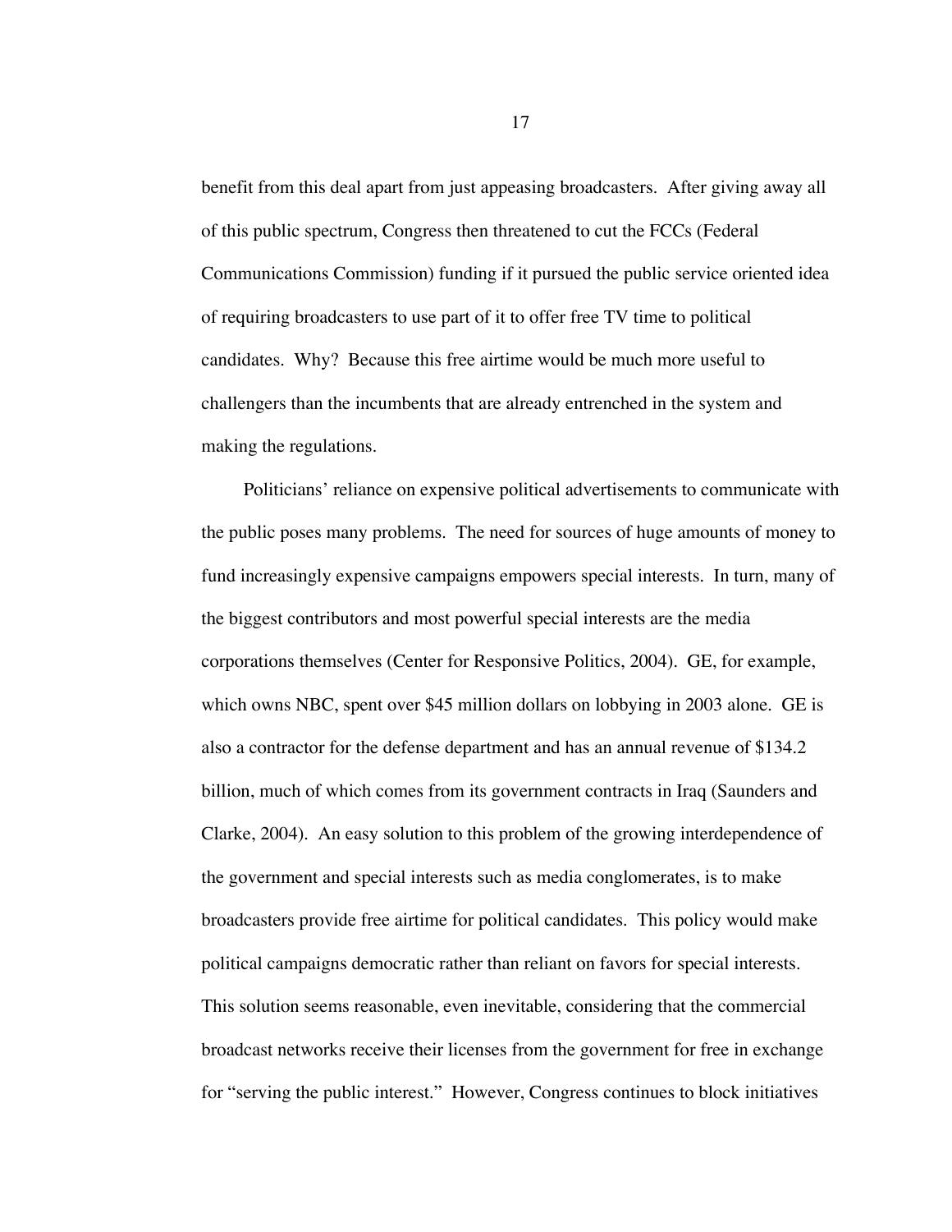benefit from this deal apart from just appeasing broadcasters. After giving away all of this public spectrum, Congress then threatened to cut the FCCs (Federal Communications Commission) funding if it pursued the public service oriented idea of requiring broadcasters to use part of it to offer free TV time to political candidates. Why? Because this free airtime would be much more useful to challengers than the incumbents that are already entrenched in the system and making the regulations.

Politicians' reliance on expensive political advertisements to communicate with the public poses many problems. The need for sources of huge amounts of money to fund increasingly expensive campaigns empowers special interests. In turn, many of the biggest contributors and most powerful special interests are the media corporations themselves (Center for Responsive Politics, 2004). GE, for example, which owns NBC, spent over $45 million dollars on lobbying in 2003 alone. GE is also a contractor for the defense department and has an annual revenue of $134.2 billion, much of which comes from its government contracts in Iraq (Saunders and Clarke, 2004). An easy solution to this problem of the growing interdependence of the government and special interests such as media conglomerates, is to make broadcasters provide free airtime for political candidates. This policy would make political campaigns democratic rather than reliant on favors for special interests. This solution seems reasonable, even inevitable, considering that the commercial broadcast networks receive their licenses from the government for free in exchange for "serving the public interest." However, Congress continues to block initiatives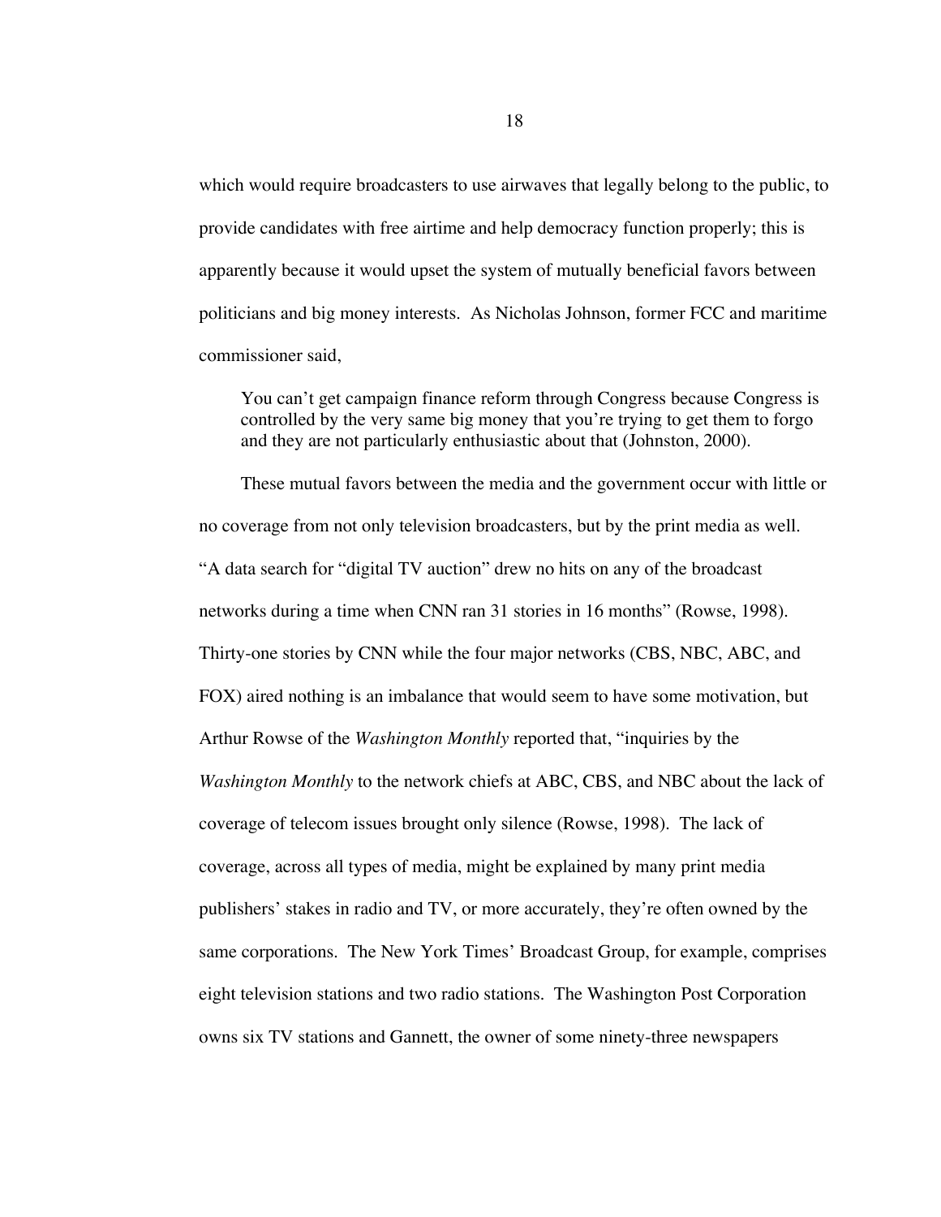which would require broadcasters to use airwaves that legally belong to the public, to provide candidates with free airtime and help democracy function properly; this is apparently because it would upset the system of mutually beneficial favors between politicians and big money interests. As Nicholas Johnson, former FCC and maritime commissioner said,

> You can't get campaign finance reform through Congress because Congress is controlled by the very same big money that you're trying to get them to forgo and they are not particularly enthusiastic about that (Johnston, 2000).

These mutual favors between the media and the government occur with little or no coverage from not only television broadcasters, but by the print media as well. "A data search for "digital TV auction" drew no hits on any of the broadcast networks during a time when CNN ran 31 stories in 16 months" (Rowse, 1998). Thirty-one stories by CNN while the four major networks (CBS, NBC, ABC, and FOX) aired nothing is an imbalance that would seem to have some motivation, but Arthur Rowse of the *Washington Monthly* reported that, "inquiries by the *Washington Monthly* to the network chiefs at ABC, CBS, and NBC about the lack of coverage of telecom issues brought only silence (Rowse, 1998). The lack of coverage, across all types of media, might be explained by many print media publishers' stakes in radio and TV, or more accurately, they're often owned by the same corporations. The New York Times' Broadcast Group, for example, comprises eight television stations and two radio stations. The Washington Post Corporation owns six TV stations and Gannett, the owner of some ninety-three newspapers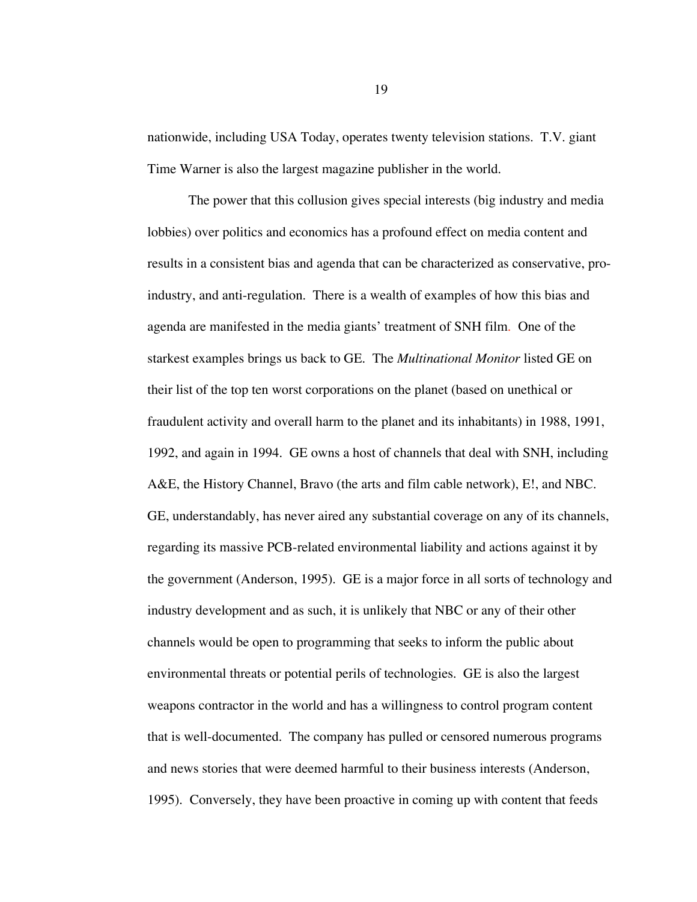nationwide, including USA Today, operates twenty television stations. T.V. giant Time Warner is also the largest magazine publisher in the world.

The power that this collusion gives special interests (big industry and media lobbies) over politics and economics has a profound effect on media content and results in a consistent bias and agenda that can be characterized as conservative, pro-industry, and anti-regulation. There is a wealth of examples of how this bias and agenda are manifested in the media giants' treatment of SNH film. One of the starkest examples brings us back to GE. The *Multinational Monitor* listed GE on their list of the top ten worst corporations on the planet (based on unethical or fraudulent activity and overall harm to the planet and its inhabitants) in 1988, 1991, 1992, and again in 1994. GE owns a host of channels that deal with SNH, including A&E, the History Channel, Bravo (the arts and film cable network), E!, and NBC. GE, understandably, has never aired any substantial coverage on any of its channels, regarding its massive PCB-related environmental liability and actions against it by the government (Anderson, 1995). GE is a major force in all sorts of technology and industry development and as such, it is unlikely that NBC or any of their other channels would be open to programming that seeks to inform the public about environmental threats or potential perils of technologies. GE is also the largest weapons contractor in the world and has a willingness to control program content that is well-documented. The company has pulled or censored numerous programs and news stories that were deemed harmful to their business interests (Anderson, 1995). Conversely, they have been proactive in coming up with content that feeds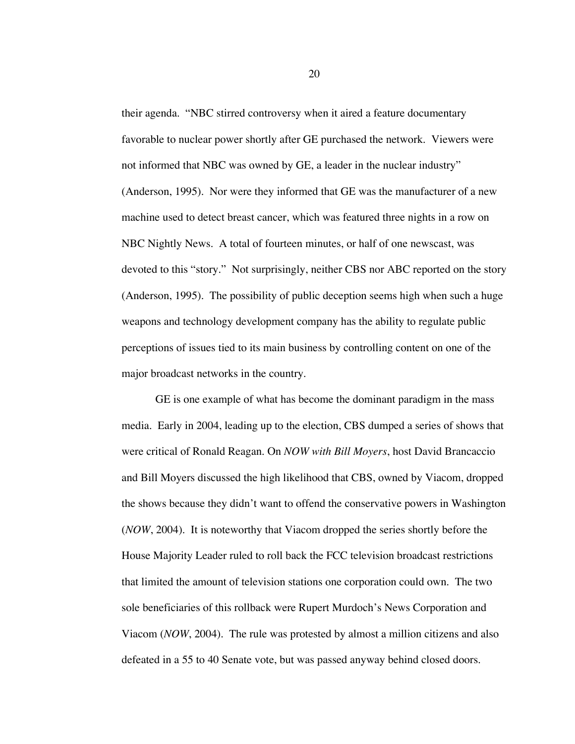their agenda. "NBC stirred controversy when it aired a feature documentary favorable to nuclear power shortly after GE purchased the network. Viewers were not informed that NBC was owned by GE, a leader in the nuclear industry" (Anderson, 1995). Nor were they informed that GE was the manufacturer of a new machine used to detect breast cancer, which was featured three nights in a row on NBC Nightly News. A total of fourteen minutes, or half of one newscast, was devoted to this "story." Not surprisingly, neither CBS nor ABC reported on the story (Anderson, 1995). The possibility of public deception seems high when such a huge weapons and technology development company has the ability to regulate public perceptions of issues tied to its main business by controlling content on one of the major broadcast networks in the country.

GE is one example of what has become the dominant paradigm in the mass media. Early in 2004, leading up to the election, CBS dumped a series of shows that were critical of Ronald Reagan. On *NOW with Bill Moyers*, host David Brancaccio and Bill Moyers discussed the high likelihood that CBS, owned by Viacom, dropped the shows because they didn't want to offend the conservative powers in Washington (*NOW*, 2004). It is noteworthy that Viacom dropped the series shortly before the House Majority Leader ruled to roll back the FCC television broadcast restrictions that limited the amount of television stations one corporation could own. The two sole beneficiaries of this rollback were Rupert Murdoch's News Corporation and Viacom (*NOW*, 2004). The rule was protested by almost a million citizens and also defeated in a 55 to 40 Senate vote, but was passed anyway behind closed doors.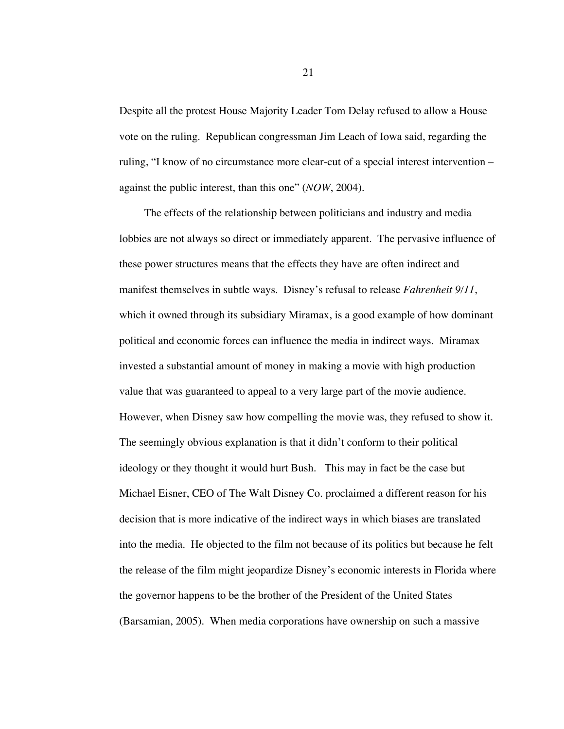Despite all the protest House Majority Leader Tom Delay refused to allow a House vote on the ruling. Republican congressman Jim Leach of Iowa said, regarding the ruling, "I know of no circumstance more clear-cut of a special interest intervention – against the public interest, than this one" (*NOW*, 2004).

The effects of the relationship between politicians and industry and media lobbies are not always so direct or immediately apparent. The pervasive influence of these power structures means that the effects they have are often indirect and manifest themselves in subtle ways. Disney's refusal to release *Fahrenheit 9/11*, which it owned through its subsidiary Miramax, is a good example of how dominant political and economic forces can influence the media in indirect ways. Miramax invested a substantial amount of money in making a movie with high production value that was guaranteed to appeal to a very large part of the movie audience. However, when Disney saw how compelling the movie was, they refused to show it. The seemingly obvious explanation is that it didn't conform to their political ideology or they thought it would hurt Bush. This may in fact be the case but Michael Eisner, CEO of The Walt Disney Co. proclaimed a different reason for his decision that is more indicative of the indirect ways in which biases are translated into the media. He objected to the film not because of its politics but because he felt the release of the film might jeopardize Disney's economic interests in Florida where the governor happens to be the brother of the President of the United States (Barsamian, 2005). When media corporations have ownership on such a massive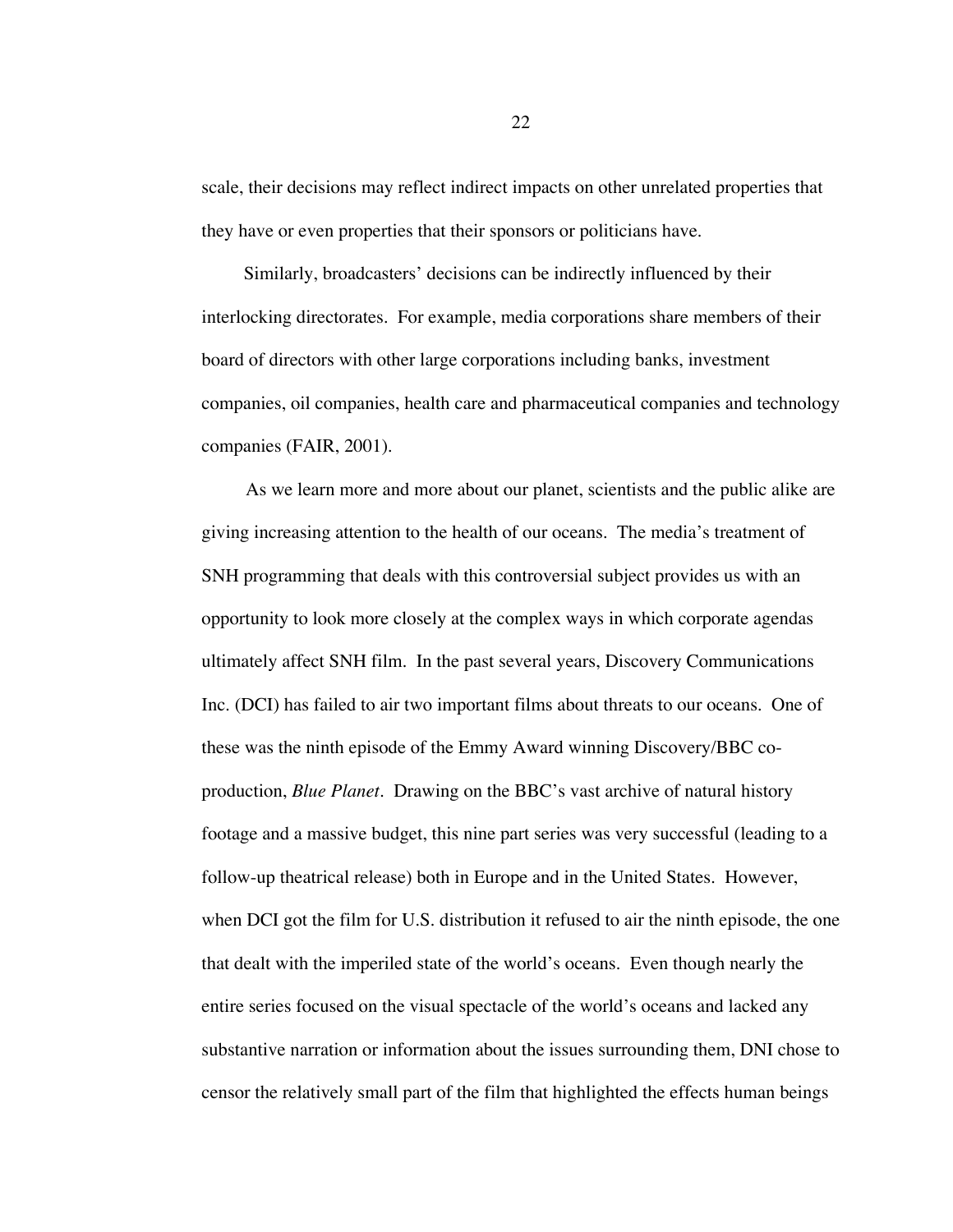scale, their decisions may reflect indirect impacts on other unrelated properties that they have or even properties that their sponsors or politicians have.

Similarly, broadcasters' decisions can be indirectly influenced by their interlocking directorates. For example, media corporations share members of their board of directors with other large corporations including banks, investment companies, oil companies, health care and pharmaceutical companies and technology companies (FAIR, 2001).

As we learn more and more about our planet, scientists and the public alike are giving increasing attention to the health of our oceans. The media's treatment of SNH programming that deals with this controversial subject provides us with an opportunity to look more closely at the complex ways in which corporate agendas ultimately affect SNH film. In the past several years, Discovery Communications Inc. (DCI) has failed to air two important films about threats to our oceans. One of these was the ninth episode of the Emmy Award winning Discovery/BBC co-production, *Blue Planet*. Drawing on the BBC's vast archive of natural history footage and a massive budget, this nine part series was very successful (leading to a follow-up theatrical release) both in Europe and in the United States. However, when DCI got the film for U.S. distribution it refused to air the ninth episode, the one that dealt with the imperiled state of the world's oceans. Even though nearly the entire series focused on the visual spectacle of the world's oceans and lacked any substantive narration or information about the issues surrounding them, DNI chose to censor the relatively small part of the film that highlighted the effects human beings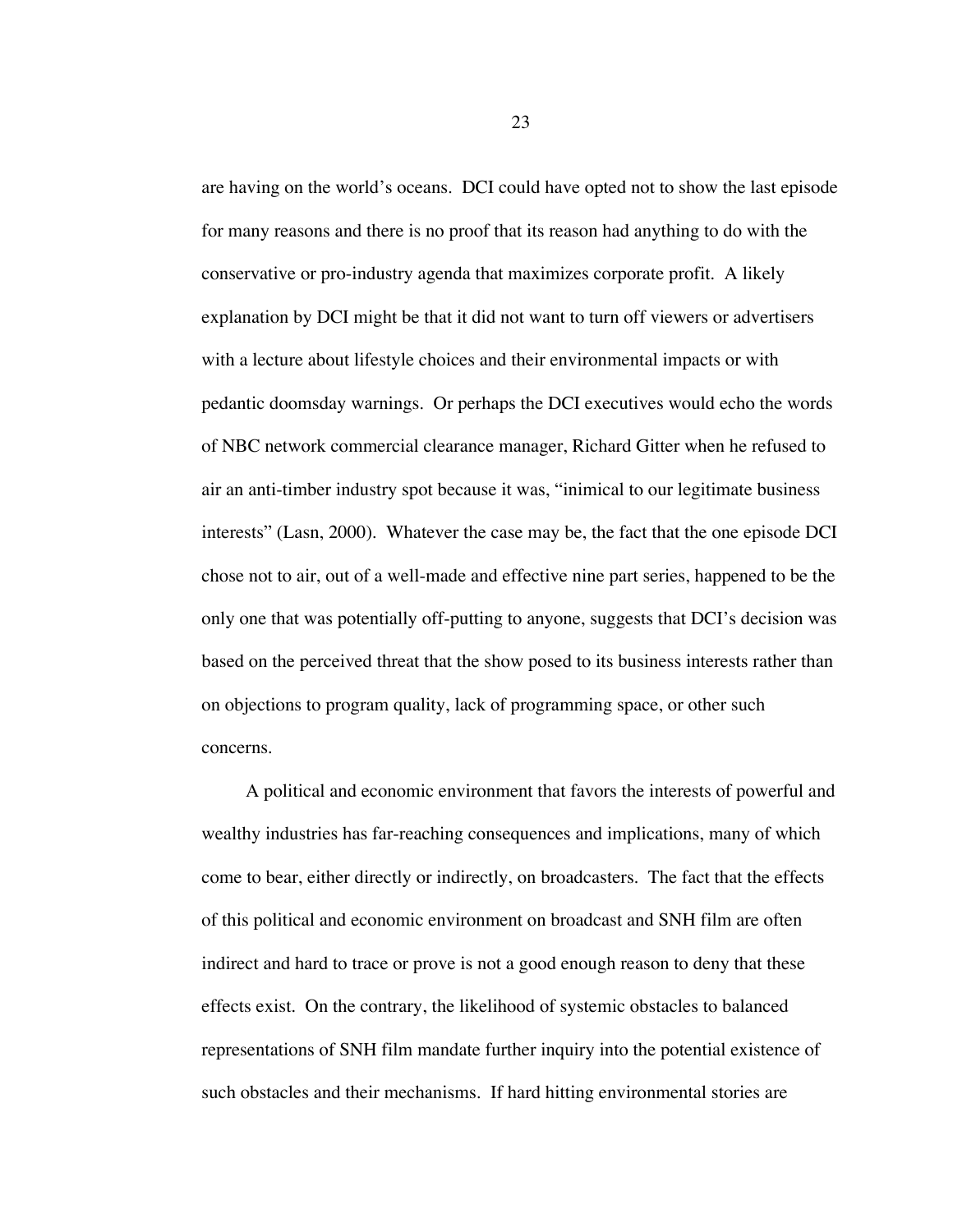are having on the world's oceans. DCI could have opted not to show the last episode for many reasons and there is no proof that its reason had anything to do with the conservative or pro-industry agenda that maximizes corporate profit. A likely explanation by DCI might be that it did not want to turn off viewers or advertisers with a lecture about lifestyle choices and their environmental impacts or with pedantic doomsday warnings. Or perhaps the DCI executives would echo the words of NBC network commercial clearance manager, Richard Gitter when he refused to air an anti-timber industry spot because it was, "inimical to our legitimate business interests" (Lasn, 2000). Whatever the case may be, the fact that the one episode DCI chose not to air, out of a well-made and effective nine part series, happened to be the only one that was potentially off-putting to anyone, suggests that DCI's decision was based on the perceived threat that the show posed to its business interests rather than on objections to program quality, lack of programming space, or other such concerns.

A political and economic environment that favors the interests of powerful and wealthy industries has far-reaching consequences and implications, many of which come to bear, either directly or indirectly, on broadcasters. The fact that the effects of this political and economic environment on broadcast and SNH film are often indirect and hard to trace or prove is not a good enough reason to deny that these effects exist. On the contrary, the likelihood of systemic obstacles to balanced representations of SNH film mandate further inquiry into the potential existence of such obstacles and their mechanisms. If hard hitting environmental stories are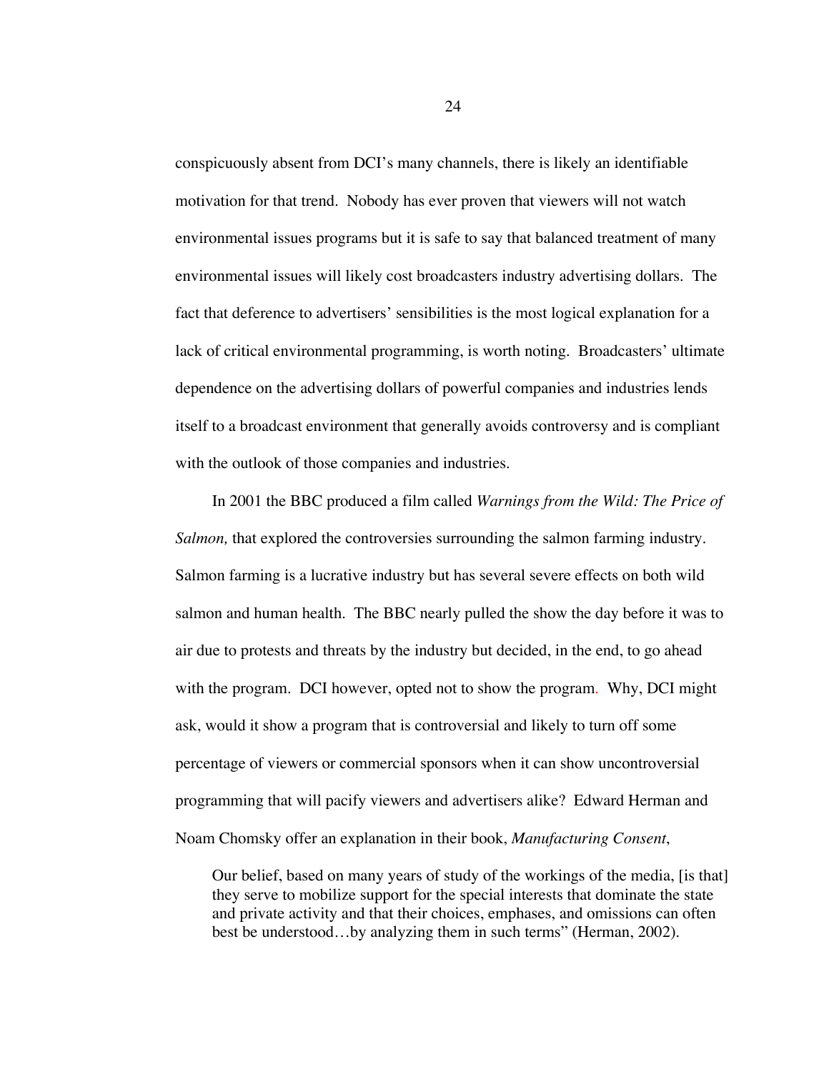conspicuously absent from DCI's many channels, there is likely an identifiable motivation for that trend. Nobody has ever proven that viewers will not watch environmental issues programs but it is safe to say that balanced treatment of many environmental issues will likely cost broadcasters industry advertising dollars. The fact that deference to advertisers' sensibilities is the most logical explanation for a lack of critical environmental programming, is worth noting. Broadcasters' ultimate dependence on the advertising dollars of powerful companies and industries lends itself to a broadcast environment that generally avoids controversy and is compliant with the outlook of those companies and industries.

In 2001 the BBC produced a film called *Warnings from the Wild: The Price of Salmon,* that explored the controversies surrounding the salmon farming industry. Salmon farming is a lucrative industry but has several severe effects on both wild salmon and human health. The BBC nearly pulled the show the day before it was to air due to protests and threats by the industry but decided, in the end, to go ahead with the program. DCI however, opted not to show the program. Why, DCI might ask, would it show a program that is controversial and likely to turn off some percentage of viewers or commercial sponsors when it can show uncontroversial programming that will pacify viewers and advertisers alike? Edward Herman and Noam Chomsky offer an explanation in their book, *Manufacturing Consent*,

> Our belief, based on many years of study of the workings of the media, [is that] they serve to mobilize support for the special interests that dominate the state and private activity and that their choices, emphases, and omissions can often best be understood…by analyzing them in such terms" (Herman, 2002).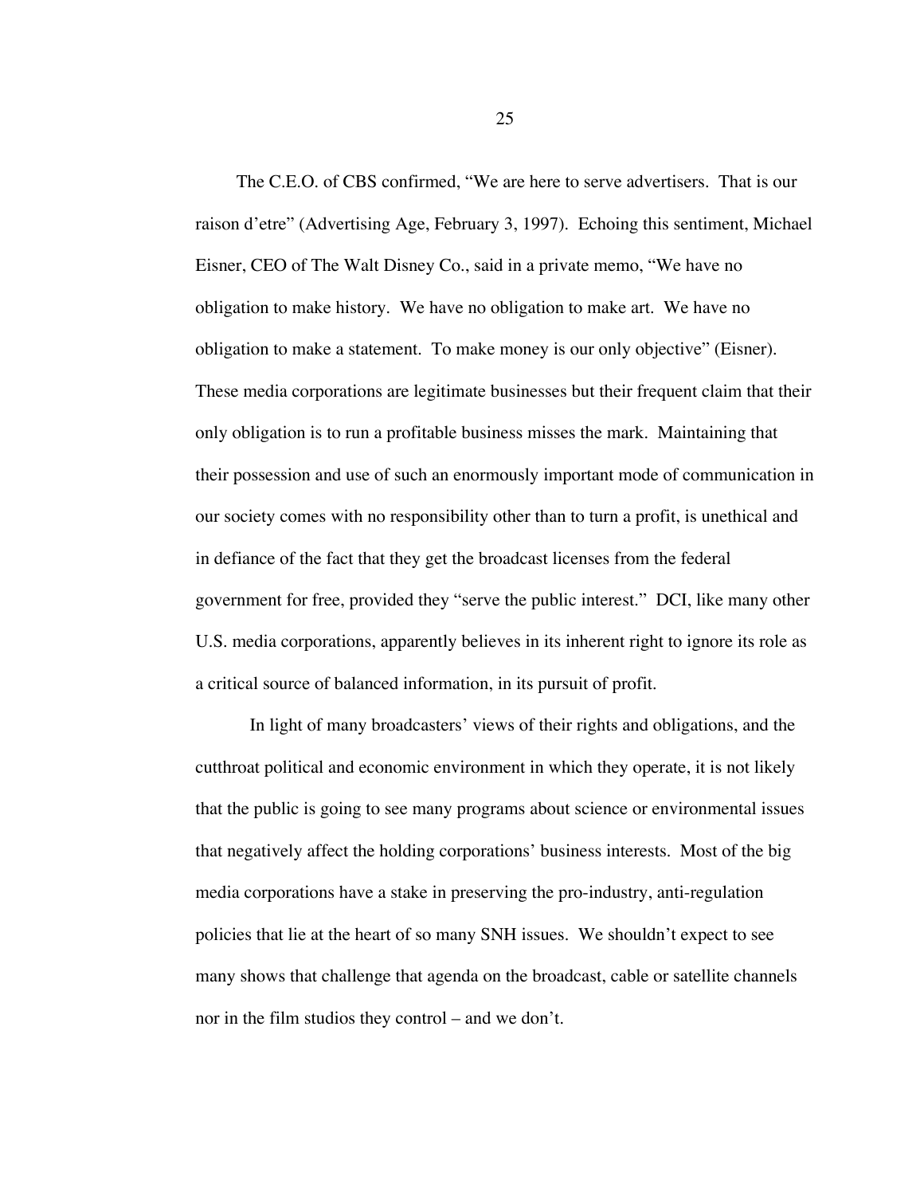The C.E.O. of CBS confirmed, “We are here to serve advertisers. That is our raison d’etre” (Advertising Age, February 3, 1997). Echoing this sentiment, Michael Eisner, CEO of The Walt Disney Co., said in a private memo, “We have no obligation to make history. We have no obligation to make art. We have no obligation to make a statement. To make money is our only objective” (Eisner). These media corporations are legitimate businesses but their frequent claim that their only obligation is to run a profitable business misses the mark. Maintaining that their possession and use of such an enormously important mode of communication in our society comes with no responsibility other than to turn a profit, is unethical and in defiance of the fact that they get the broadcast licenses from the federal government for free, provided they “serve the public interest.” DCI, like many other U.S. media corporations, apparently believes in its inherent right to ignore its role as a critical source of balanced information, in its pursuit of profit.

In light of many broadcasters’ views of their rights and obligations, and the cutthroat political and economic environment in which they operate, it is not likely that the public is going to see many programs about science or environmental issues that negatively affect the holding corporations’ business interests. Most of the big media corporations have a stake in preserving the pro-industry, anti-regulation policies that lie at the heart of so many SNH issues. We shouldn’t expect to see many shows that challenge that agenda on the broadcast, cable or satellite channels nor in the film studios they control – and we don’t.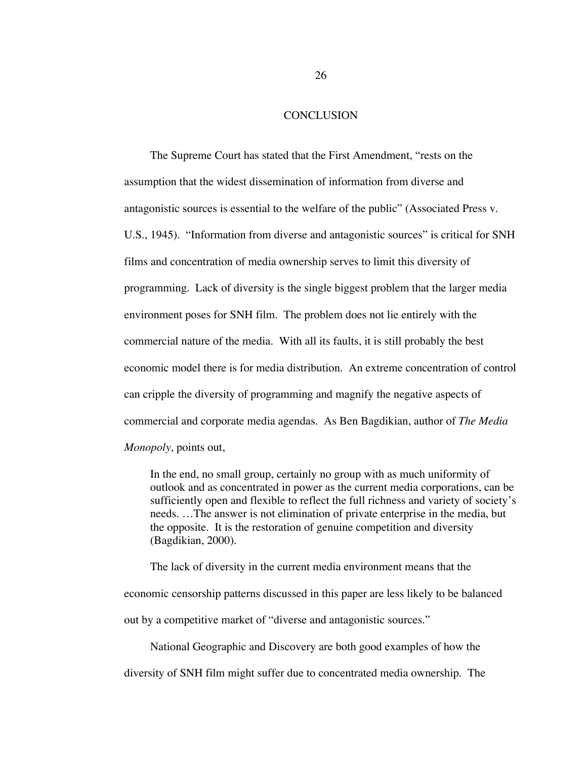# CONCLUSION

The Supreme Court has stated that the First Amendment, "rests on the assumption that the widest dissemination of information from diverse and antagonistic sources is essential to the welfare of the public" (Associated Press v. U.S., 1945). "Information from diverse and antagonistic sources" is critical for SNH films and concentration of media ownership serves to limit this diversity of programming. Lack of diversity is the single biggest problem that the larger media environment poses for SNH film. The problem does not lie entirely with the commercial nature of the media. With all its faults, it is still probably the best economic model there is for media distribution. An extreme concentration of control can cripple the diversity of programming and magnify the negative aspects of commercial and corporate media agendas. As Ben Bagdikian, author of *The Media Monopoly*, points out,

> In the end, no small group, certainly no group with as much uniformity of outlook and as concentrated in power as the current media corporations, can be sufficiently open and flexible to reflect the full richness and variety of society's needs. …The answer is not elimination of private enterprise in the media, but the opposite. It is the restoration of genuine competition and diversity (Bagdikian, 2000).

The lack of diversity in the current media environment means that the economic censorship patterns discussed in this paper are less likely to be balanced out by a competitive market of "diverse and antagonistic sources."

National Geographic and Discovery are both good examples of how the diversity of SNH film might suffer due to concentrated media ownership. The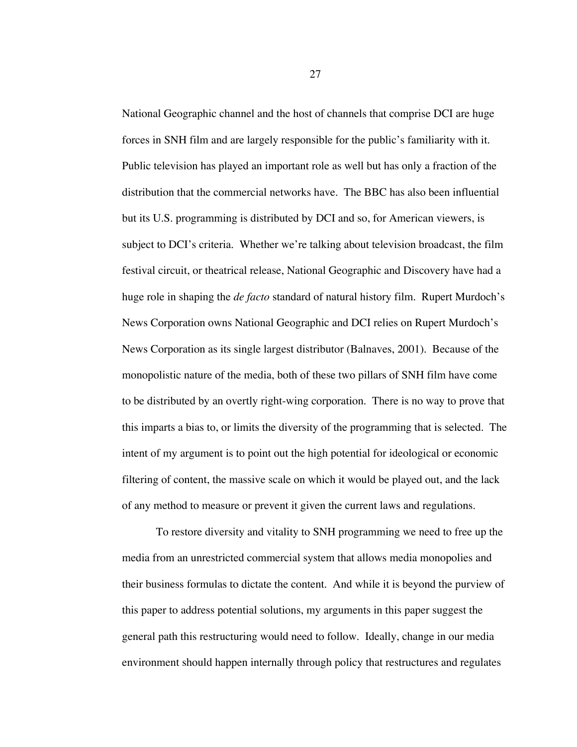National Geographic channel and the host of channels that comprise DCI are huge forces in SNH film and are largely responsible for the public's familiarity with it. Public television has played an important role as well but has only a fraction of the distribution that the commercial networks have. The BBC has also been influential but its U.S. programming is distributed by DCI and so, for American viewers, is subject to DCI's criteria. Whether we're talking about television broadcast, the film festival circuit, or theatrical release, National Geographic and Discovery have had a huge role in shaping the *de facto* standard of natural history film. Rupert Murdoch's News Corporation owns National Geographic and DCI relies on Rupert Murdoch's News Corporation as its single largest distributor (Balnaves, 2001). Because of the monopolistic nature of the media, both of these two pillars of SNH film have come to be distributed by an overtly right-wing corporation. There is no way to prove that this imparts a bias to, or limits the diversity of the programming that is selected. The intent of my argument is to point out the high potential for ideological or economic filtering of content, the massive scale on which it would be played out, and the lack of any method to measure or prevent it given the current laws and regulations.

To restore diversity and vitality to SNH programming we need to free up the media from an unrestricted commercial system that allows media monopolies and their business formulas to dictate the content. And while it is beyond the purview of this paper to address potential solutions, my arguments in this paper suggest the general path this restructuring would need to follow. Ideally, change in our media environment should happen internally through policy that restructures and regulates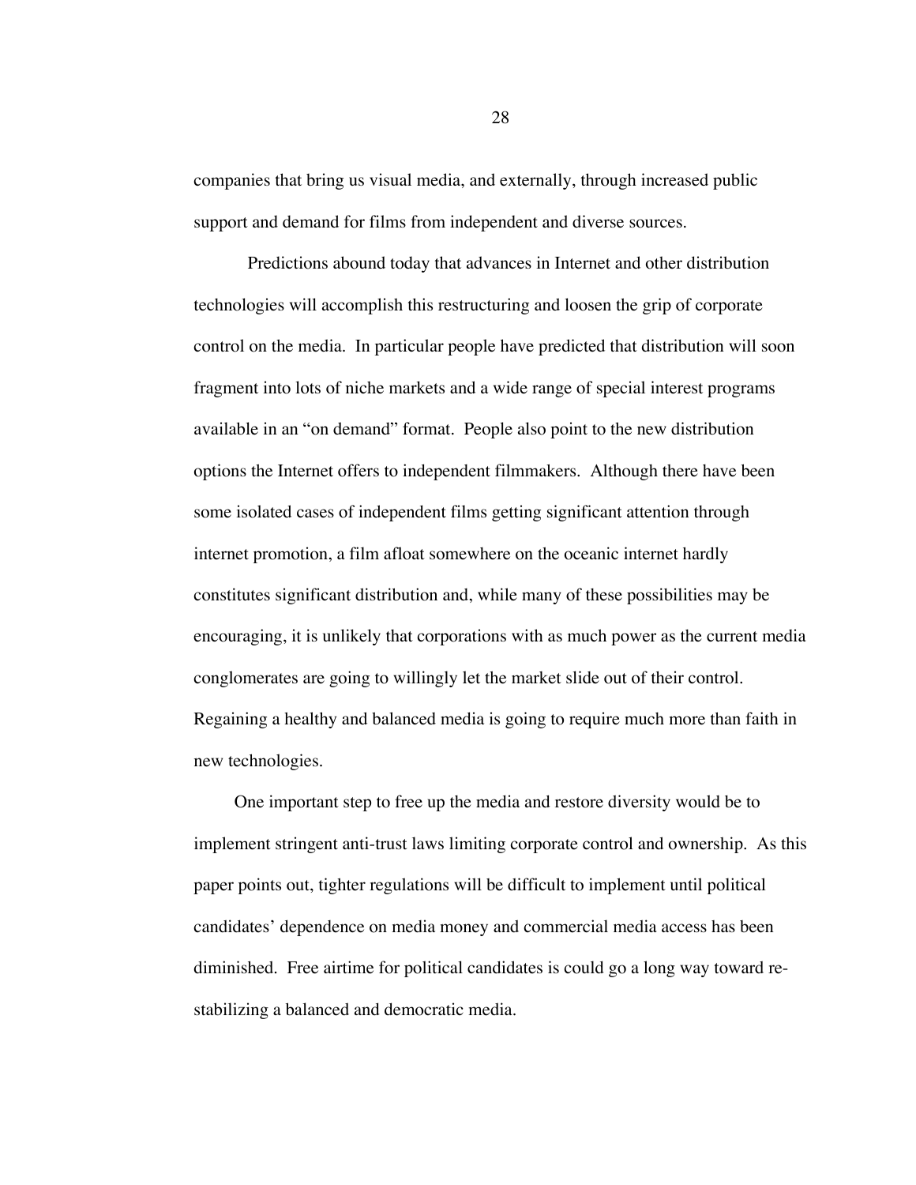companies that bring us visual media, and externally, through increased public support and demand for films from independent and diverse sources.

Predictions abound today that advances in Internet and other distribution technologies will accomplish this restructuring and loosen the grip of corporate control on the media. In particular people have predicted that distribution will soon fragment into lots of niche markets and a wide range of special interest programs available in an "on demand" format. People also point to the new distribution options the Internet offers to independent filmmakers. Although there have been some isolated cases of independent films getting significant attention through internet promotion, a film afloat somewhere on the oceanic internet hardly constitutes significant distribution and, while many of these possibilities may be encouraging, it is unlikely that corporations with as much power as the current media conglomerates are going to willingly let the market slide out of their control. Regaining a healthy and balanced media is going to require much more than faith in new technologies.

One important step to free up the media and restore diversity would be to implement stringent anti-trust laws limiting corporate control and ownership. As this paper points out, tighter regulations will be difficult to implement until political candidates' dependence on media money and commercial media access has been diminished. Free airtime for political candidates is could go a long way toward re-stabilizing a balanced and democratic media.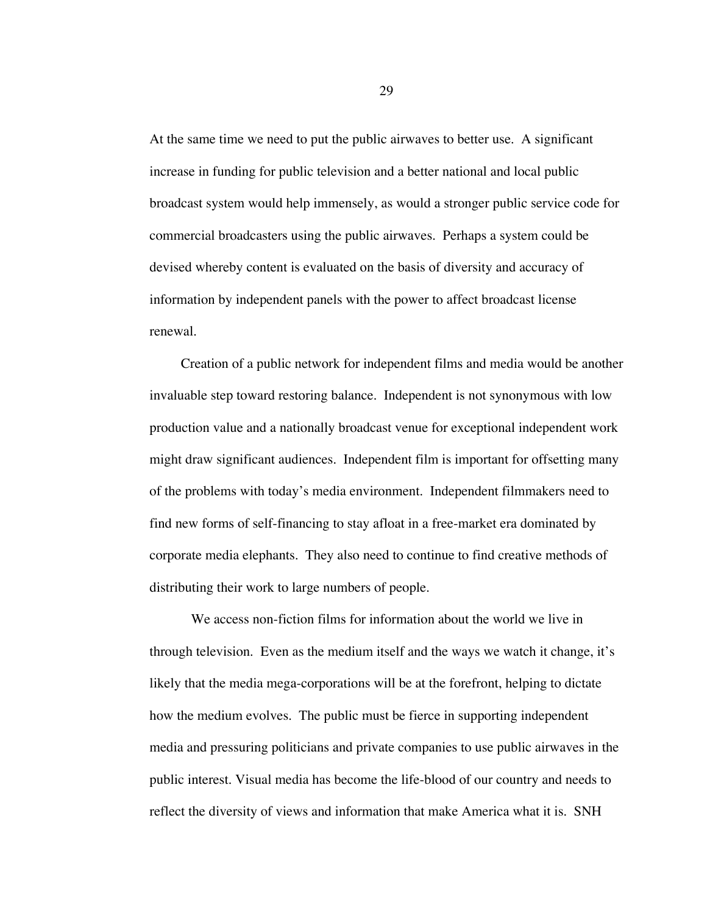At the same time we need to put the public airwaves to better use. A significant increase in funding for public television and a better national and local public broadcast system would help immensely, as would a stronger public service code for commercial broadcasters using the public airwaves. Perhaps a system could be devised whereby content is evaluated on the basis of diversity and accuracy of information by independent panels with the power to affect broadcast license renewal.

Creation of a public network for independent films and media would be another invaluable step toward restoring balance. Independent is not synonymous with low production value and a nationally broadcast venue for exceptional independent work might draw significant audiences. Independent film is important for offsetting many of the problems with today's media environment. Independent filmmakers need to find new forms of self-financing to stay afloat in a free-market era dominated by corporate media elephants. They also need to continue to find creative methods of distributing their work to large numbers of people.

We access non-fiction films for information about the world we live in through television. Even as the medium itself and the ways we watch it change, it's likely that the media mega-corporations will be at the forefront, helping to dictate how the medium evolves. The public must be fierce in supporting independent media and pressuring politicians and private companies to use public airwaves in the public interest. Visual media has become the life-blood of our country and needs to reflect the diversity of views and information that make America what it is. SNH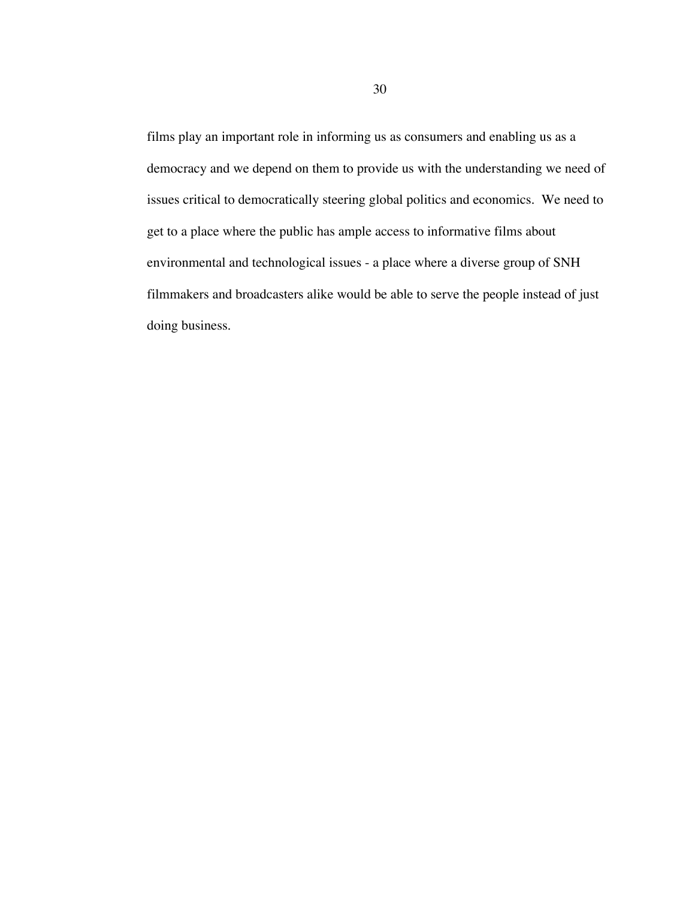films play an important role in informing us as consumers and enabling us as a democracy and we depend on them to provide us with the understanding we need of issues critical to democratically steering global politics and economics.  We need to get to a place where the public has ample access to informative films about environmental and technological issues - a place where a diverse group of SNH filmmakers and broadcasters alike would be able to serve the people instead of just doing business.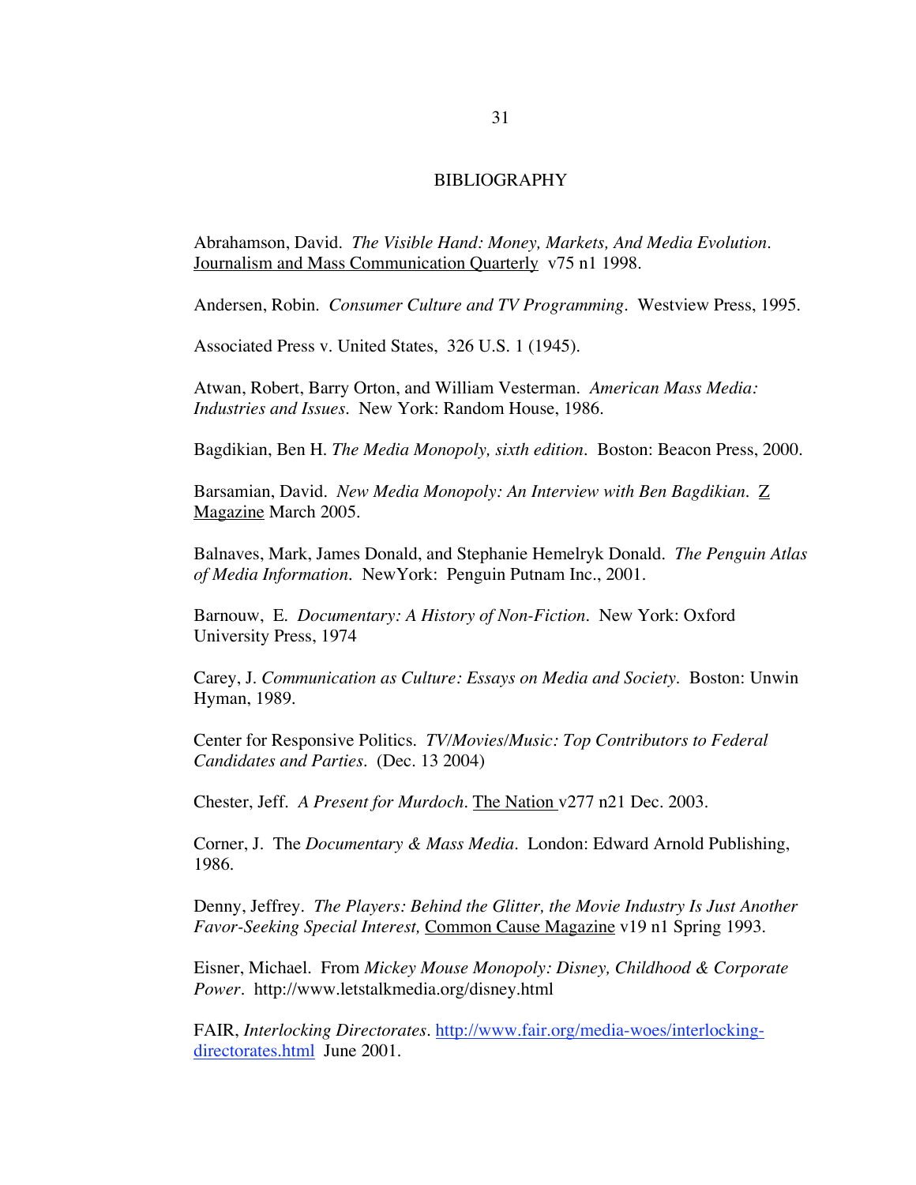# BIBLIOGRAPHY

Abrahamson, David. *The Visible Hand: Money, Markets, And Media Evolution*. Journalism and Mass Communication Quarterly v75 n1 1998.

Andersen, Robin. *Consumer Culture and TV Programming*. Westview Press, 1995.

Associated Press v. United States, 326 U.S. 1 (1945).

Atwan, Robert, Barry Orton, and William Vesterman. *American Mass Media: Industries and Issues*. New York: Random House, 1986.

Bagdikian, Ben H. *The Media Monopoly, sixth edition*. Boston: Beacon Press, 2000.

Barsamian, David. *New Media Monopoly: An Interview with Ben Bagdikian*. Z Magazine March 2005.

Balnaves, Mark, James Donald, and Stephanie Hemelryk Donald. *The Penguin Atlas of Media Information*. NewYork: Penguin Putnam Inc., 2001.

Barnouw, E. *Documentary: A History of Non-Fiction*. New York: Oxford University Press, 1974

Carey, J. *Communication as Culture: Essays on Media and Society*. Boston: Unwin Hyman, 1989.

Center for Responsive Politics. *TV/Movies/Music: Top Contributors to Federal Candidates and Parties*. (Dec. 13 2004)

Chester, Jeff. *A Present for Murdoch*. The Nation v277 n21 Dec. 2003.

Corner, J. The *Documentary & Mass Media*. London: Edward Arnold Publishing, 1986.

Denny, Jeffrey. *The Players: Behind the Glitter, the Movie Industry Is Just Another Favor-Seeking Special Interest,* Common Cause Magazine v19 n1 Spring 1993.

Eisner, Michael. From *Mickey Mouse Monopoly: Disney, Childhood & Corporate Power*. http://www.letstalkmedia.org/disney.html

FAIR, *Interlocking Directorates*. http://www.fair.org/media-woes/interlocking-directorates.html June 2001.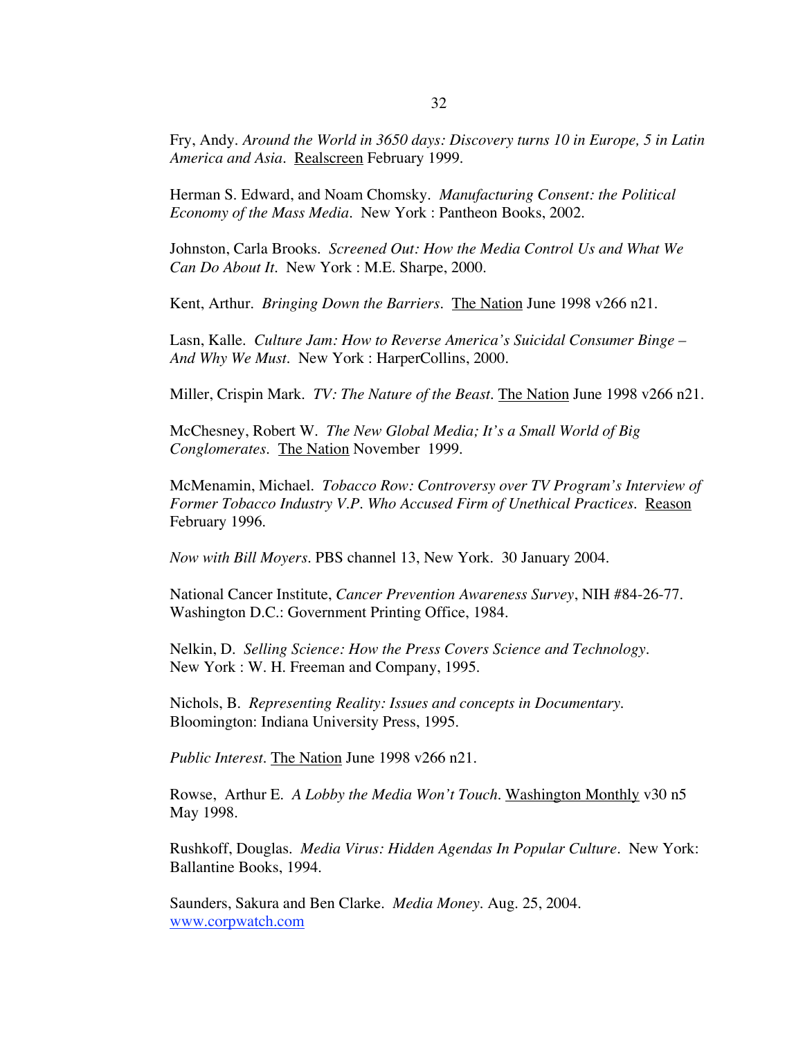Fry, Andy. *Around the World in 3650 days: Discovery turns 10 in Europe, 5 in Latin America and Asia*. Realscreen February 1999.

Herman S. Edward, and Noam Chomsky. *Manufacturing Consent: the Political Economy of the Mass Media*. New York : Pantheon Books, 2002.

Johnston, Carla Brooks. *Screened Out: How the Media Control Us and What We Can Do About It*. New York : M.E. Sharpe, 2000.

Kent, Arthur. *Bringing Down the Barriers*. The Nation June 1998 v266 n21.

Lasn, Kalle. *Culture Jam: How to Reverse America's Suicidal Consumer Binge – And Why We Must*. New York : HarperCollins, 2000.

Miller, Crispin Mark. *TV: The Nature of the Beast*. The Nation June 1998 v266 n21.

McChesney, Robert W. *The New Global Media; It's a Small World of Big Conglomerates*. The Nation November 1999.

McMenamin, Michael. *Tobacco Row: Controversy over TV Program's Interview of Former Tobacco Industry V.P. Who Accused Firm of Unethical Practices*. Reason February 1996.

*Now with Bill Moyers*. PBS channel 13, New York. 30 January 2004.

National Cancer Institute, *Cancer Prevention Awareness Survey*, NIH #84-26-77. Washington D.C.: Government Printing Office, 1984.

Nelkin, D. *Selling Science: How the Press Covers Science and Technology*. New York : W. H. Freeman and Company, 1995.

Nichols, B. *Representing Reality: Issues and concepts in Documentary*. Bloomington: Indiana University Press, 1995.

*Public Interest*. The Nation June 1998 v266 n21.

Rowse, Arthur E. *A Lobby the Media Won't Touch*. Washington Monthly v30 n5 May 1998.

Rushkoff, Douglas. *Media Virus: Hidden Agendas In Popular Culture*. New York: Ballantine Books, 1994.

Saunders, Sakura and Ben Clarke. *Media Money*. Aug. 25, 2004. www.corpwatch.com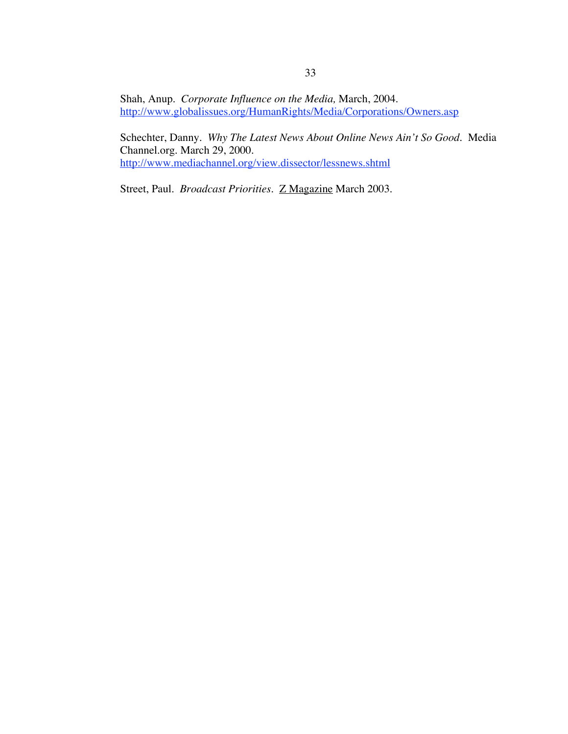Shah, Anup. *Corporate Influence on the Media,* March, 2004.
http://www.globalissues.org/HumanRights/Media/Corporations/Owners.asp

Schechter, Danny. *Why The Latest News About Online News Ain't So Good*. Media Channel.org. March 29, 2000.
http://www.mediachannel.org/view.dissector/lessnews.shtml

Street, Paul. *Broadcast Priorities*. Z Magazine March 2003.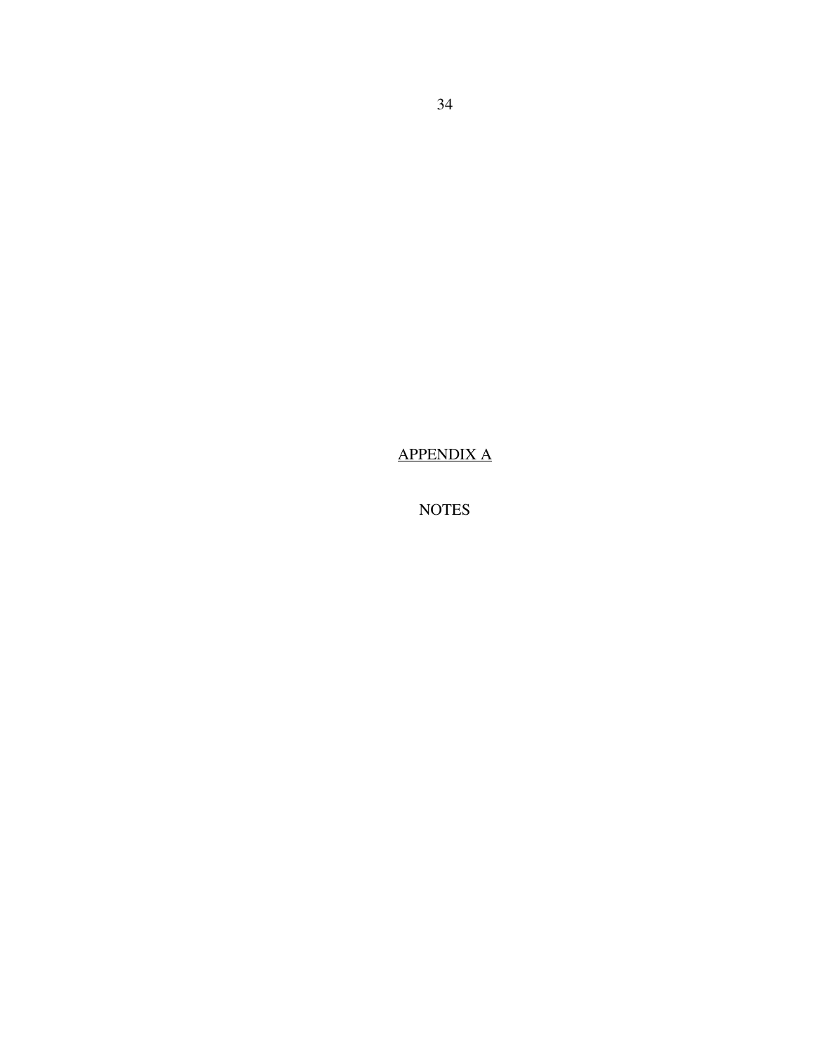# APPENDIX A

NOTES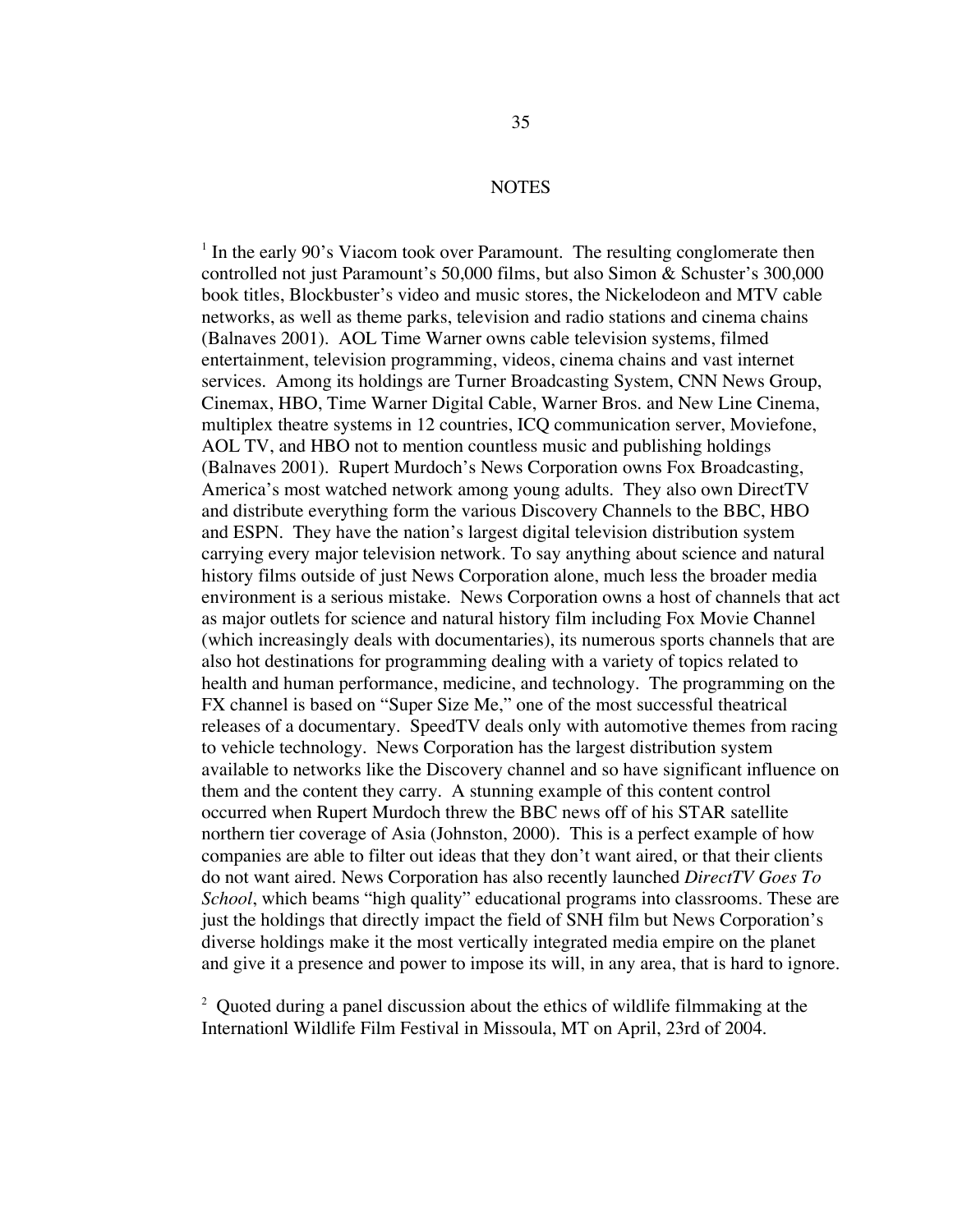# NOTES

[1] In the early 90's Viacom took over Paramount. The resulting conglomerate then controlled not just Paramount's 50,000 films, but also Simon & Schuster's 300,000 book titles, Blockbuster's video and music stores, the Nickelodeon and MTV cable networks, as well as theme parks, television and radio stations and cinema chains (Balnaves 2001). AOL Time Warner owns cable television systems, filmed entertainment, television programming, videos, cinema chains and vast internet services. Among its holdings are Turner Broadcasting System, CNN News Group, Cinemax, HBO, Time Warner Digital Cable, Warner Bros. and New Line Cinema, multiplex theatre systems in 12 countries, ICQ communication server, Moviefone, AOL TV, and HBO not to mention countless music and publishing holdings (Balnaves 2001). Rupert Murdoch's News Corporation owns Fox Broadcasting, America's most watched network among young adults. They also own DirectTV and distribute everything form the various Discovery Channels to the BBC, HBO and ESPN. They have the nation's largest digital television distribution system carrying every major television network. To say anything about science and natural history films outside of just News Corporation alone, much less the broader media environment is a serious mistake. News Corporation owns a host of channels that act as major outlets for science and natural history film including Fox Movie Channel (which increasingly deals with documentaries), its numerous sports channels that are also hot destinations for programming dealing with a variety of topics related to health and human performance, medicine, and technology. The programming on the FX channel is based on "Super Size Me," one of the most successful theatrical releases of a documentary. SpeedTV deals only with automotive themes from racing to vehicle technology. News Corporation has the largest distribution system available to networks like the Discovery channel and so have significant influence on them and the content they carry. A stunning example of this content control occurred when Rupert Murdoch threw the BBC news off of his STAR satellite northern tier coverage of Asia (Johnston, 2000). This is a perfect example of how companies are able to filter out ideas that they don't want aired, or that their clients do not want aired. News Corporation has also recently launched *DirectTV Goes To School*, which beams "high quality" educational programs into classrooms. These are just the holdings that directly impact the field of SNH film but News Corporation's diverse holdings make it the most vertically integrated media empire on the planet and give it a presence and power to impose its will, in any area, that is hard to ignore.

[2] Quoted during a panel discussion about the ethics of wildlife filmmaking at the Internationl Wildlife Film Festival in Missoula, MT on April, 23rd of 2004.